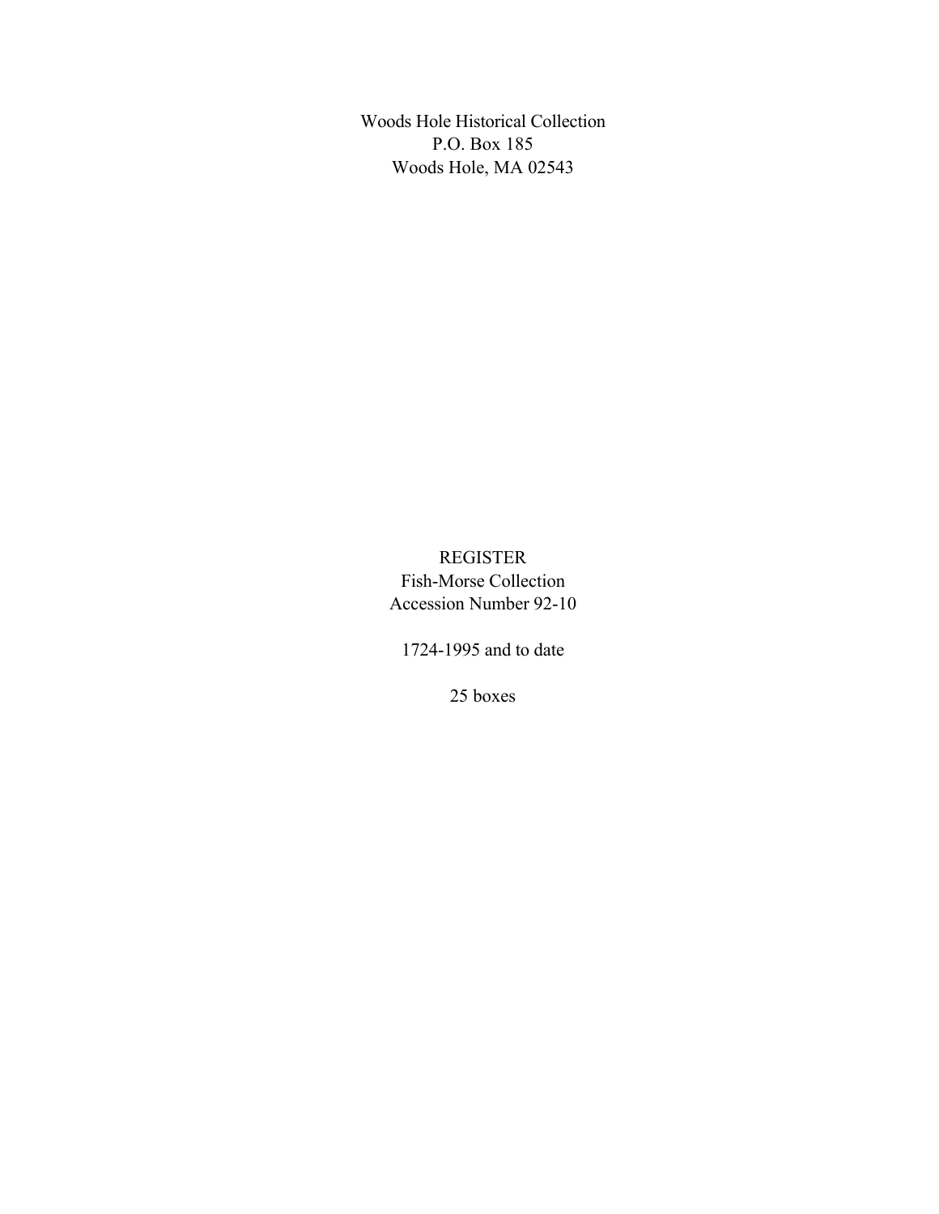Woods Hole Historical Collection
P.O. Box 185
Woods Hole, MA 02543

# REGISTER

Fish-Morse Collection
Accession Number 92-10

1724-1995 and to date

25 boxes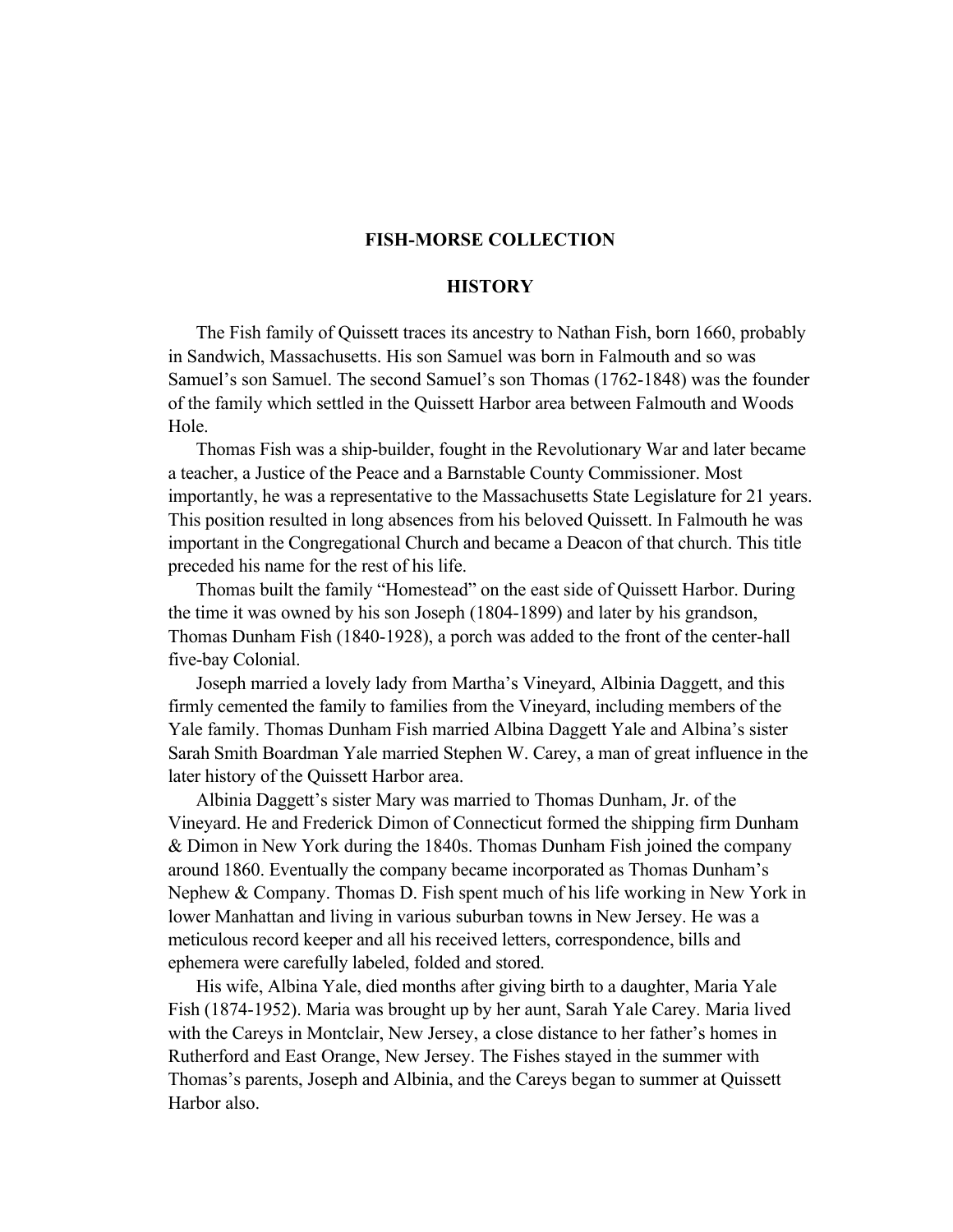# FISH-MORSE COLLECTION

## HISTORY

The Fish family of Quissett traces its ancestry to Nathan Fish, born 1660, probably in Sandwich, Massachusetts. His son Samuel was born in Falmouth and so was Samuel's son Samuel. The second Samuel's son Thomas (1762-1848) was the founder of the family which settled in the Quissett Harbor area between Falmouth and Woods Hole.

Thomas Fish was a ship-builder, fought in the Revolutionary War and later became a teacher, a Justice of the Peace and a Barnstable County Commissioner. Most importantly, he was a representative to the Massachusetts State Legislature for 21 years. This position resulted in long absences from his beloved Quissett. In Falmouth he was important in the Congregational Church and became a Deacon of that church. This title preceded his name for the rest of his life.

Thomas built the family "Homestead" on the east side of Quissett Harbor. During the time it was owned by his son Joseph (1804-1899) and later by his grandson, Thomas Dunham Fish (1840-1928), a porch was added to the front of the center-hall five-bay Colonial.

Joseph married a lovely lady from Martha's Vineyard, Albinia Daggett, and this firmly cemented the family to families from the Vineyard, including members of the Yale family. Thomas Dunham Fish married Albina Daggett Yale and Albina's sister Sarah Smith Boardman Yale married Stephen W. Carey, a man of great influence in the later history of the Quissett Harbor area.

Albinia Daggett's sister Mary was married to Thomas Dunham, Jr. of the Vineyard. He and Frederick Dimon of Connecticut formed the shipping firm Dunham & Dimon in New York during the 1840s. Thomas Dunham Fish joined the company around 1860. Eventually the company became incorporated as Thomas Dunham's Nephew & Company. Thomas D. Fish spent much of his life working in New York in lower Manhattan and living in various suburban towns in New Jersey. He was a meticulous record keeper and all his received letters, correspondence, bills and ephemera were carefully labeled, folded and stored.

His wife, Albina Yale, died months after giving birth to a daughter, Maria Yale Fish (1874-1952). Maria was brought up by her aunt, Sarah Yale Carey. Maria lived with the Careys in Montclair, New Jersey, a close distance to her father's homes in Rutherford and East Orange, New Jersey. The Fishes stayed in the summer with Thomas's parents, Joseph and Albinia, and the Careys began to summer at Quissett Harbor also.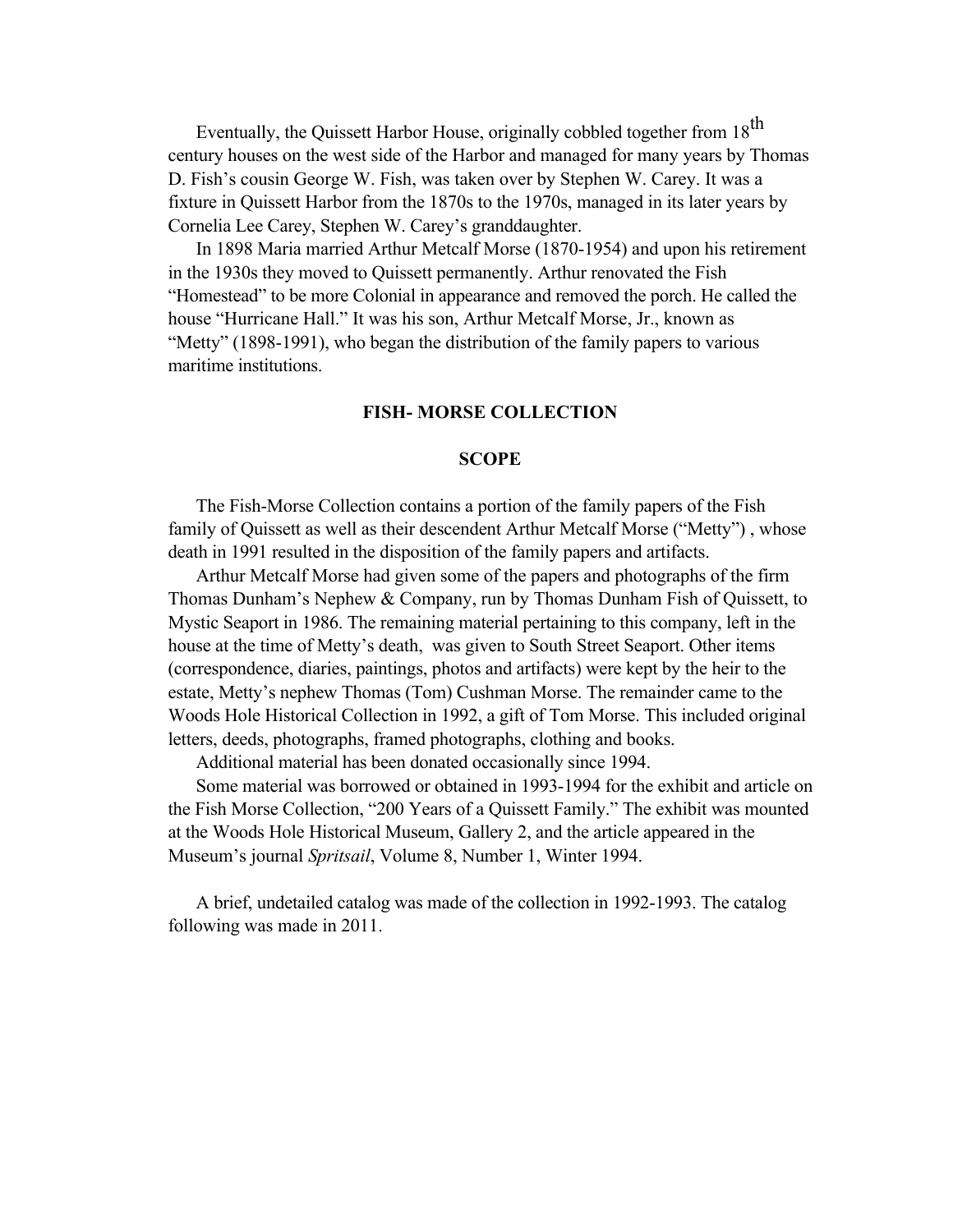Eventually, the Quissett Harbor House, originally cobbled together from 18th century houses on the west side of the Harbor and managed for many years by Thomas D. Fish's cousin George W. Fish, was taken over by Stephen W. Carey. It was a fixture in Quissett Harbor from the 1870s to the 1970s, managed in its later years by Cornelia Lee Carey, Stephen W. Carey's granddaughter.

In 1898 Maria married Arthur Metcalf Morse (1870-1954) and upon his retirement in the 1930s they moved to Quissett permanently. Arthur renovated the Fish "Homestead" to be more Colonial in appearance and removed the porch. He called the house "Hurricane Hall." It was his son, Arthur Metcalf Morse, Jr., known as "Metty" (1898-1991), who began the distribution of the family papers to various maritime institutions.

## FISH- MORSE COLLECTION

### SCOPE

The Fish-Morse Collection contains a portion of the family papers of the Fish family of Quissett as well as their descendent Arthur Metcalf Morse ("Metty") , whose death in 1991 resulted in the disposition of the family papers and artifacts.

Arthur Metcalf Morse had given some of the papers and photographs of the firm Thomas Dunham's Nephew & Company, run by Thomas Dunham Fish of Quissett, to Mystic Seaport in 1986. The remaining material pertaining to this company, left in the house at the time of Metty's death, was given to South Street Seaport. Other items (correspondence, diaries, paintings, photos and artifacts) were kept by the heir to the estate, Metty's nephew Thomas (Tom) Cushman Morse. The remainder came to the Woods Hole Historical Collection in 1992, a gift of Tom Morse. This included original letters, deeds, photographs, framed photographs, clothing and books.

Additional material has been donated occasionally since 1994.

Some material was borrowed or obtained in 1993-1994 for the exhibit and article on the Fish Morse Collection, "200 Years of a Quissett Family." The exhibit was mounted at the Woods Hole Historical Museum, Gallery 2, and the article appeared in the Museum's journal *Spritsail*, Volume 8, Number 1, Winter 1994.

A brief, undetailed catalog was made of the collection in 1992-1993. The catalog following was made in 2011.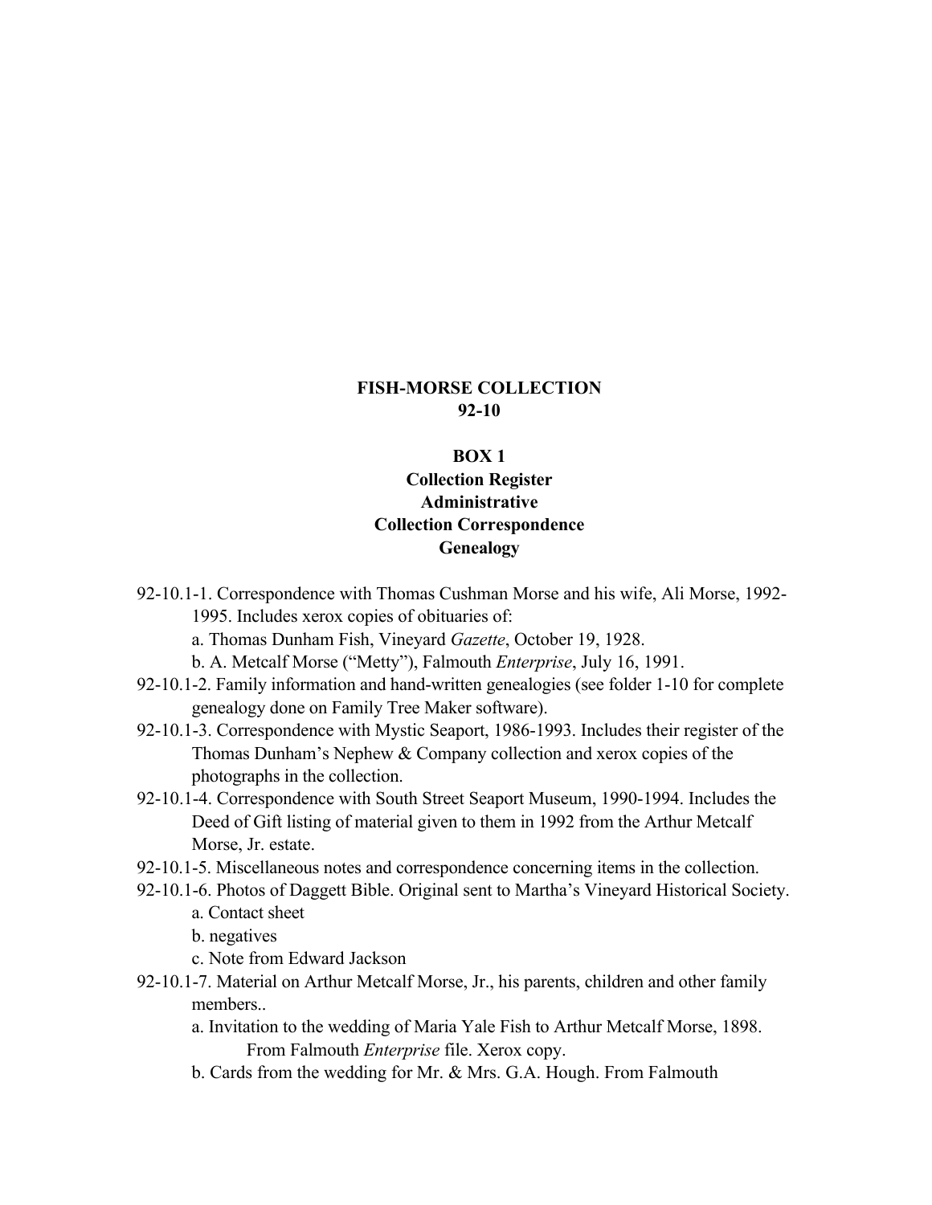**FISH-MORSE COLLECTION**
**92-10**

**BOX 1**
**Collection Register**
**Administrative**
**Collection Correspondence**
**Genealogy**

92-10.1-1. Correspondence with Thomas Cushman Morse and his wife, Ali Morse, 1992-1995. Includes xerox copies of obituaries of:

- a. Thomas Dunham Fish, Vineyard *Gazette*, October 19, 1928.
- b. A. Metcalf Morse ("Metty"), Falmouth *Enterprise*, July 16, 1991.

92-10.1-2. Family information and hand-written genealogies (see folder 1-10 for complete genealogy done on Family Tree Maker software).

92-10.1-3. Correspondence with Mystic Seaport, 1986-1993. Includes their register of the Thomas Dunham's Nephew & Company collection and xerox copies of the photographs in the collection.

92-10.1-4. Correspondence with South Street Seaport Museum, 1990-1994. Includes the Deed of Gift listing of material given to them in 1992 from the Arthur Metcalf Morse, Jr. estate.

92-10.1-5. Miscellaneous notes and correspondence concerning items in the collection.

92-10.1-6. Photos of Daggett Bible. Original sent to Martha's Vineyard Historical Society.

- a. Contact sheet
- b. negatives
- c. Note from Edward Jackson

92-10.1-7. Material on Arthur Metcalf Morse, Jr., his parents, children and other family members..

- a. Invitation to the wedding of Maria Yale Fish to Arthur Metcalf Morse, 1898. From Falmouth *Enterprise* file. Xerox copy.
- b. Cards from the wedding for Mr. & Mrs. G.A. Hough. From Falmouth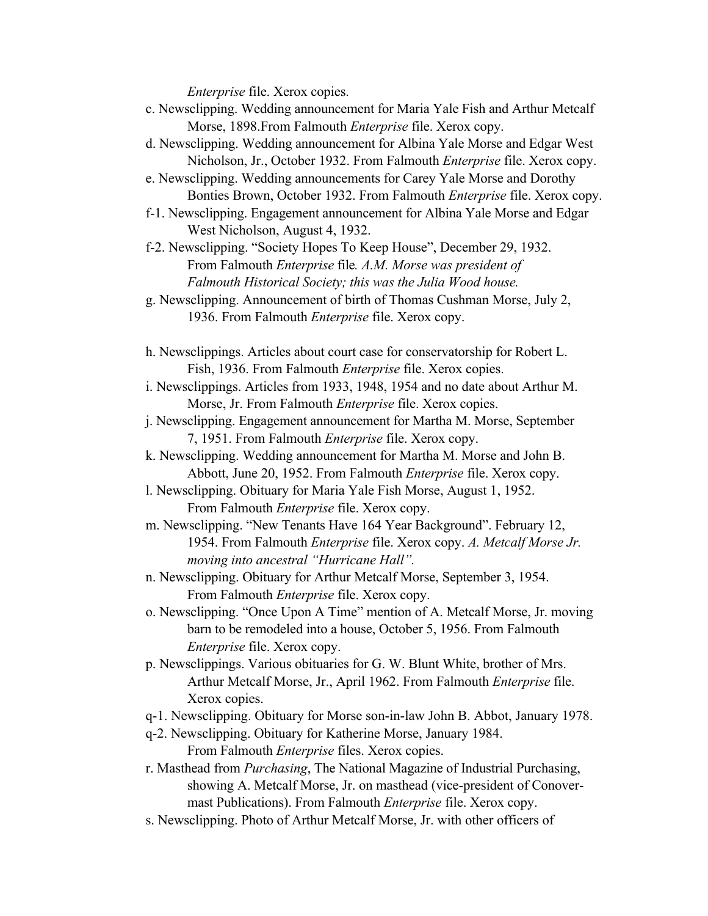*Enterprise* file. Xerox copies.

c. Newsclipping. Wedding announcement for Maria Yale Fish and Arthur Metcalf Morse, 1898.From Falmouth *Enterprise* file. Xerox copy.

d. Newsclipping. Wedding announcement for Albina Yale Morse and Edgar West Nicholson, Jr., October 1932. From Falmouth *Enterprise* file. Xerox copy.

e. Newsclipping. Wedding announcements for Carey Yale Morse and Dorothy Bonties Brown, October 1932. From Falmouth *Enterprise* file. Xerox copy.

f-1. Newsclipping. Engagement announcement for Albina Yale Morse and Edgar West Nicholson, August 4, 1932.

f-2. Newsclipping. "Society Hopes To Keep House", December 29, 1932. From Falmouth *Enterprise* file*. A.M. Morse was president of Falmouth Historical Society; this was the Julia Wood house.*

g. Newsclipping. Announcement of birth of Thomas Cushman Morse, July 2, 1936. From Falmouth *Enterprise* file. Xerox copy.

h. Newsclippings. Articles about court case for conservatorship for Robert L. Fish, 1936. From Falmouth *Enterprise* file. Xerox copies.

i. Newsclippings. Articles from 1933, 1948, 1954 and no date about Arthur M. Morse, Jr. From Falmouth *Enterprise* file. Xerox copies.

j. Newsclipping. Engagement announcement for Martha M. Morse, September 7, 1951. From Falmouth *Enterprise* file. Xerox copy.

k. Newsclipping. Wedding announcement for Martha M. Morse and John B. Abbott, June 20, 1952. From Falmouth *Enterprise* file. Xerox copy.

l. Newsclipping. Obituary for Maria Yale Fish Morse, August 1, 1952. From Falmouth *Enterprise* file. Xerox copy.

m. Newsclipping. "New Tenants Have 164 Year Background". February 12, 1954. From Falmouth *Enterprise* file. Xerox copy. *A. Metcalf Morse Jr. moving into ancestral "Hurricane Hall".*

n. Newsclipping. Obituary for Arthur Metcalf Morse, September 3, 1954. From Falmouth *Enterprise* file. Xerox copy.

o. Newsclipping. "Once Upon A Time" mention of A. Metcalf Morse, Jr. moving barn to be remodeled into a house, October 5, 1956. From Falmouth *Enterprise* file. Xerox copy.

p. Newsclippings. Various obituaries for G. W. Blunt White, brother of Mrs. Arthur Metcalf Morse, Jr., April 1962. From Falmouth *Enterprise* file. Xerox copies.

q-1. Newsclipping. Obituary for Morse son-in-law John B. Abbot, January 1978.

q-2. Newsclipping. Obituary for Katherine Morse, January 1984. From Falmouth *Enterprise* files. Xerox copies.

r. Masthead from *Purchasing*, The National Magazine of Industrial Purchasing, showing A. Metcalf Morse, Jr. on masthead (vice-president of Conover-mast Publications). From Falmouth *Enterprise* file. Xerox copy.

s. Newsclipping. Photo of Arthur Metcalf Morse, Jr. with other officers of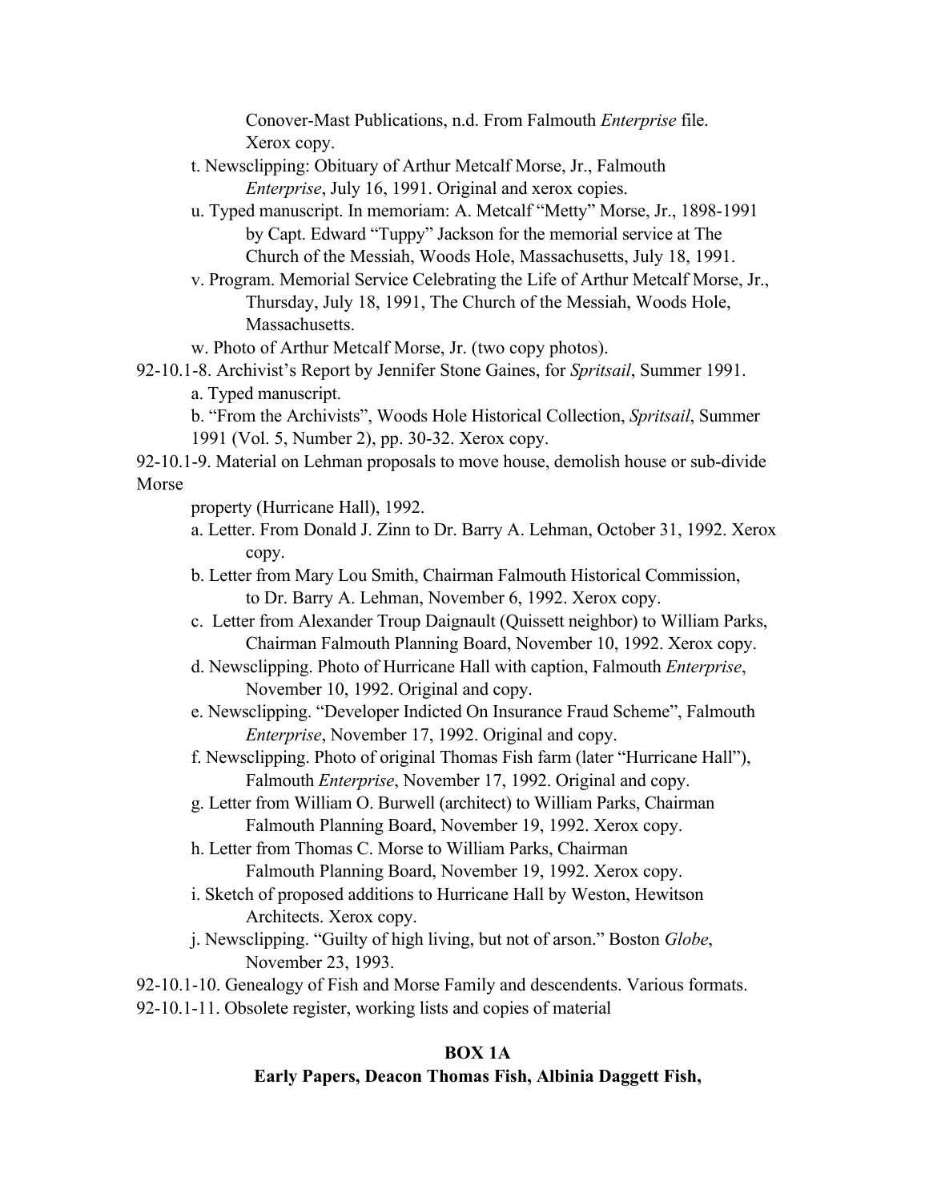Conover-Mast Publications, n.d. From Falmouth *Enterprise* file. Xerox copy.

t. Newsclipping: Obituary of Arthur Metcalf Morse, Jr., Falmouth *Enterprise*, July 16, 1991. Original and xerox copies.

u. Typed manuscript. In memoriam: A. Metcalf "Metty" Morse, Jr., 1898-1991 by Capt. Edward "Tuppy" Jackson for the memorial service at The Church of the Messiah, Woods Hole, Massachusetts, July 18, 1991.

v. Program. Memorial Service Celebrating the Life of Arthur Metcalf Morse, Jr., Thursday, July 18, 1991, The Church of the Messiah, Woods Hole, Massachusetts.

w. Photo of Arthur Metcalf Morse, Jr. (two copy photos).

92-10.1-8. Archivist's Report by Jennifer Stone Gaines, for *Spritsail*, Summer 1991.

a. Typed manuscript.

b. "From the Archivists", Woods Hole Historical Collection, *Spritsail*, Summer 1991 (Vol. 5, Number 2), pp. 30-32. Xerox copy.

92-10.1-9. Material on Lehman proposals to move house, demolish house or sub-divide Morse property (Hurricane Hall), 1992.

a. Letter. From Donald J. Zinn to Dr. Barry A. Lehman, October 31, 1992. Xerox copy.

b. Letter from Mary Lou Smith, Chairman Falmouth Historical Commission, to Dr. Barry A. Lehman, November 6, 1992. Xerox copy.

c. Letter from Alexander Troup Daignault (Quissett neighbor) to William Parks, Chairman Falmouth Planning Board, November 10, 1992. Xerox copy.

d. Newsclipping. Photo of Hurricane Hall with caption, Falmouth *Enterprise*, November 10, 1992. Original and copy.

e. Newsclipping. "Developer Indicted On Insurance Fraud Scheme", Falmouth *Enterprise*, November 17, 1992. Original and copy.

f. Newsclipping. Photo of original Thomas Fish farm (later "Hurricane Hall"), Falmouth *Enterprise*, November 17, 1992. Original and copy.

g. Letter from William O. Burwell (architect) to William Parks, Chairman Falmouth Planning Board, November 19, 1992. Xerox copy.

h. Letter from Thomas C. Morse to William Parks, Chairman Falmouth Planning Board, November 19, 1992. Xerox copy.

i. Sketch of proposed additions to Hurricane Hall by Weston, Hewitson Architects. Xerox copy.

j. Newsclipping. "Guilty of high living, but not of arson." Boston *Globe*, November 23, 1993.

92-10.1-10. Genealogy of Fish and Morse Family and descendents. Various formats.

92-10.1-11. Obsolete register, working lists and copies of material

**BOX 1A**

**Early Papers, Deacon Thomas Fish, Albinia Daggett Fish,**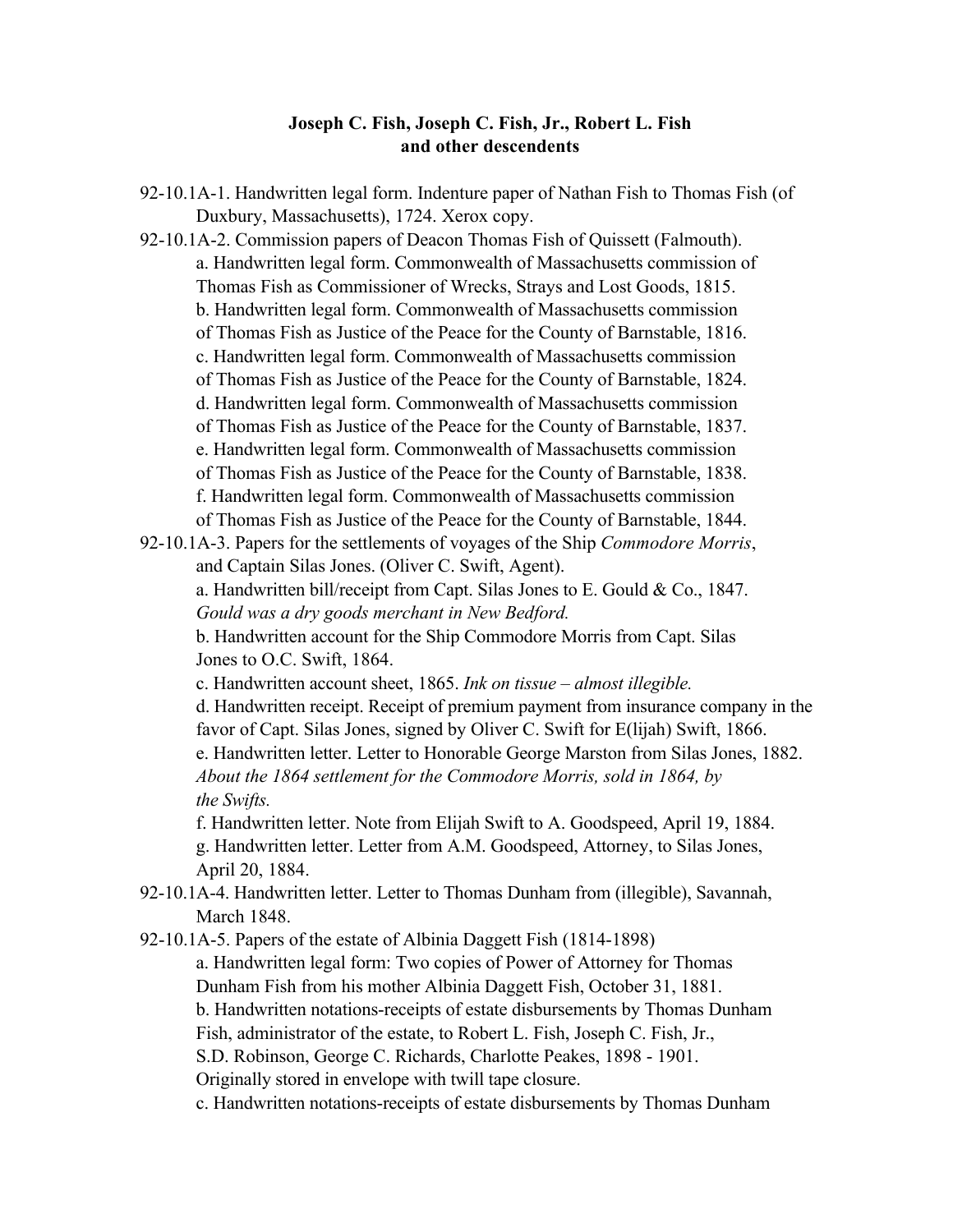**Joseph C. Fish, Joseph C. Fish, Jr., Robert L. Fish**
**and other descendents**

92-10.1A-1. Handwritten legal form. Indenture paper of Nathan Fish to Thomas Fish (of Duxbury, Massachusetts), 1724. Xerox copy.

92-10.1A-2. Commission papers of Deacon Thomas Fish of Quissett (Falmouth).

a. Handwritten legal form. Commonwealth of Massachusetts commission of Thomas Fish as Commissioner of Wrecks, Strays and Lost Goods, 1815.

b. Handwritten legal form. Commonwealth of Massachusetts commission of Thomas Fish as Justice of the Peace for the County of Barnstable, 1816.

c. Handwritten legal form. Commonwealth of Massachusetts commission of Thomas Fish as Justice of the Peace for the County of Barnstable, 1824.

d. Handwritten legal form. Commonwealth of Massachusetts commission of Thomas Fish as Justice of the Peace for the County of Barnstable, 1837.

e. Handwritten legal form. Commonwealth of Massachusetts commission of Thomas Fish as Justice of the Peace for the County of Barnstable, 1838.

f. Handwritten legal form. Commonwealth of Massachusetts commission of Thomas Fish as Justice of the Peace for the County of Barnstable, 1844.

92-10.1A-3. Papers for the settlements of voyages of the Ship *Commodore Morris*, and Captain Silas Jones. (Oliver C. Swift, Agent).

a. Handwritten bill/receipt from Capt. Silas Jones to E. Gould & Co., 1847. *Gould was a dry goods merchant in New Bedford.*

b. Handwritten account for the Ship Commodore Morris from Capt. Silas Jones to O.C. Swift, 1864.

c. Handwritten account sheet, 1865. *Ink on tissue – almost illegible.*

d. Handwritten receipt. Receipt of premium payment from insurance company in the favor of Capt. Silas Jones, signed by Oliver C. Swift for E(lijah) Swift, 1866.

e. Handwritten letter. Letter to Honorable George Marston from Silas Jones, 1882. *About the 1864 settlement for the Commodore Morris, sold in 1864, by the Swifts.*

f. Handwritten letter. Note from Elijah Swift to A. Goodspeed, April 19, 1884.

g. Handwritten letter. Letter from A.M. Goodspeed, Attorney, to Silas Jones, April 20, 1884.

92-10.1A-4. Handwritten letter. Letter to Thomas Dunham from (illegible), Savannah, March 1848.

92-10.1A-5. Papers of the estate of Albinia Daggett Fish (1814-1898)

a. Handwritten legal form: Two copies of Power of Attorney for Thomas Dunham Fish from his mother Albinia Daggett Fish, October 31, 1881.

b. Handwritten notations-receipts of estate disbursements by Thomas Dunham Fish, administrator of the estate, to Robert L. Fish, Joseph C. Fish, Jr., S.D. Robinson, George C. Richards, Charlotte Peakes, 1898 - 1901. Originally stored in envelope with twill tape closure.

c. Handwritten notations-receipts of estate disbursements by Thomas Dunham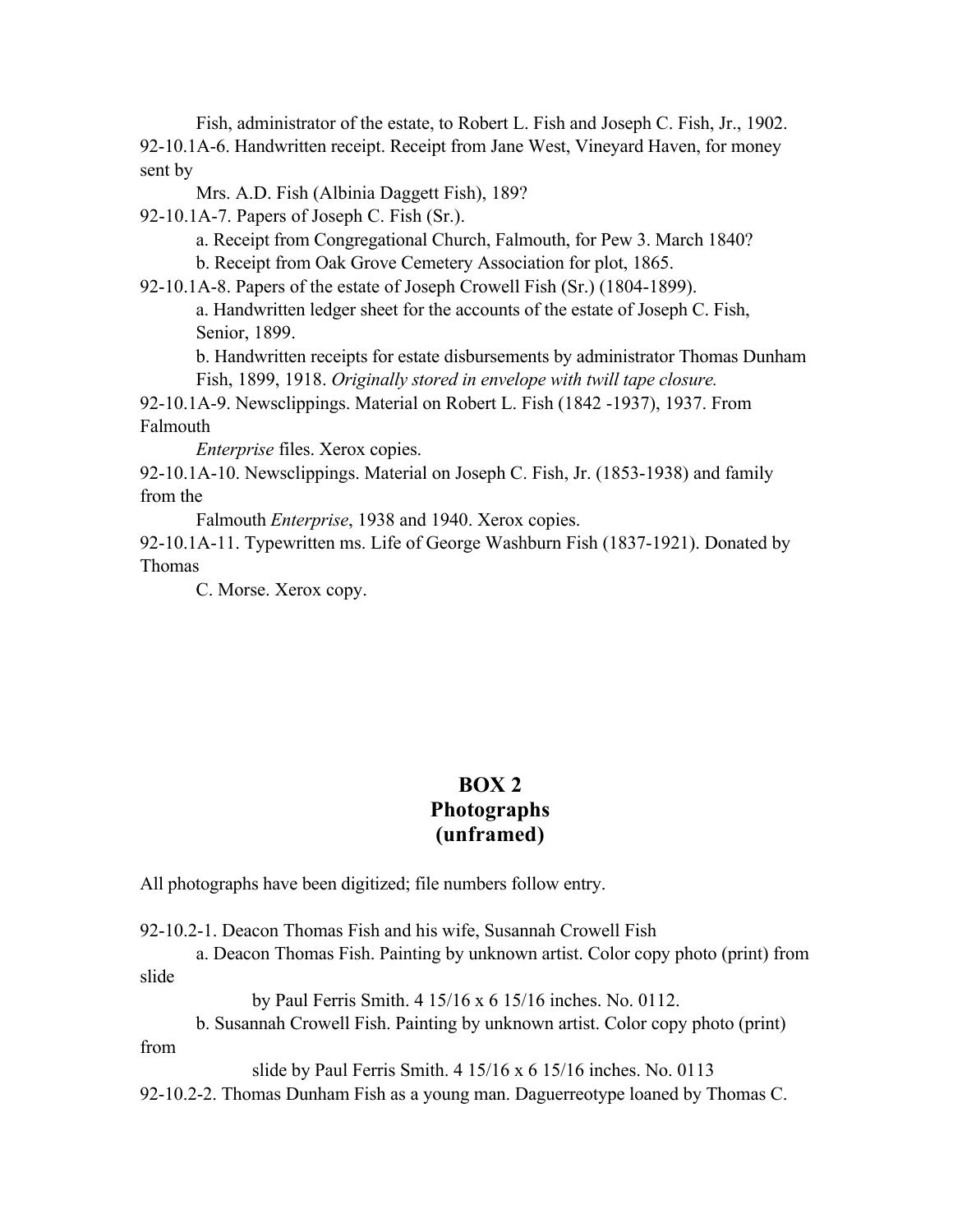Fish, administrator of the estate, to Robert L. Fish and Joseph C. Fish, Jr., 1902.

92-10.1A-6. Handwritten receipt. Receipt from Jane West, Vineyard Haven, for money sent by Mrs. A.D. Fish (Albinia Daggett Fish), 189?

92-10.1A-7. Papers of Joseph C. Fish (Sr.).

a. Receipt from Congregational Church, Falmouth, for Pew 3. March 1840?

b. Receipt from Oak Grove Cemetery Association for plot, 1865.

92-10.1A-8. Papers of the estate of Joseph Crowell Fish (Sr.) (1804-1899).

a. Handwritten ledger sheet for the accounts of the estate of Joseph C. Fish, Senior, 1899.

b. Handwritten receipts for estate disbursements by administrator Thomas Dunham Fish, 1899, 1918. *Originally stored in envelope with twill tape closure.*

92-10.1A-9. Newsclippings. Material on Robert L. Fish (1842 -1937), 1937. From Falmouth *Enterprise* files. Xerox copies.

92-10.1A-10. Newsclippings. Material on Joseph C. Fish, Jr. (1853-1938) and family from the Falmouth *Enterprise*, 1938 and 1940. Xerox copies.

92-10.1A-11. Typewritten ms. Life of George Washburn Fish (1837-1921). Donated by Thomas C. Morse. Xerox copy.

## BOX 2
## Photographs
## (unframed)

All photographs have been digitized; file numbers follow entry.

92-10.2-1. Deacon Thomas Fish and his wife, Susannah Crowell Fish

a. Deacon Thomas Fish. Painting by unknown artist. Color copy photo (print) from slide by Paul Ferris Smith. 4 15/16 x 6 15/16 inches. No. 0112.

b. Susannah Crowell Fish. Painting by unknown artist. Color copy photo (print) from slide by Paul Ferris Smith. 4 15/16 x 6 15/16 inches. No. 0113

92-10.2-2. Thomas Dunham Fish as a young man. Daguerreotype loaned by Thomas C.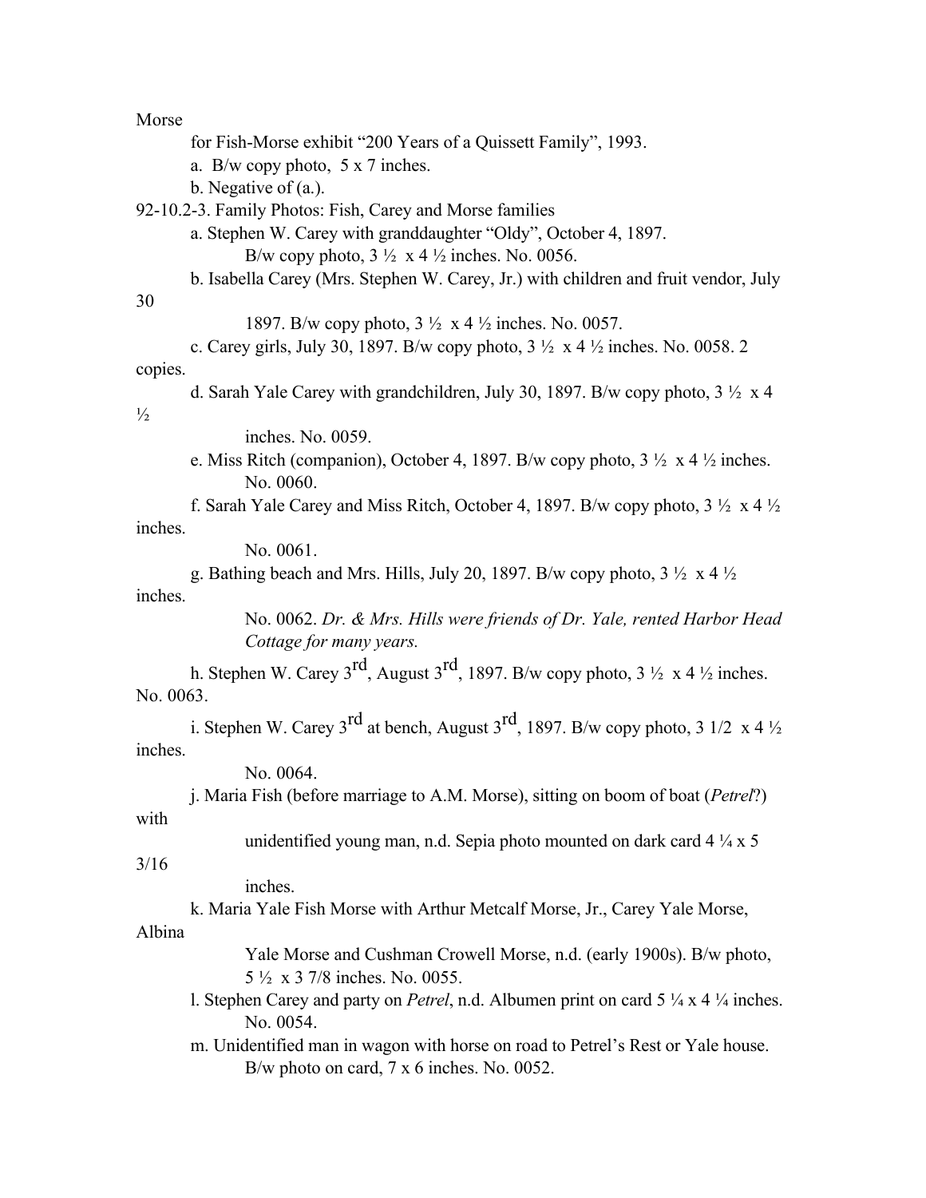Morse

for Fish-Morse exhibit "200 Years of a Quissett Family", 1993.

a. B/w copy photo, 5 x 7 inches.

b. Negative of (a.).

92-10.2-3. Family Photos: Fish, Carey and Morse families

a. Stephen W. Carey with granddaughter "Oldy", October 4, 1897.
B/w copy photo, 3 ½ x 4 ½ inches. No. 0056.

b. Isabella Carey (Mrs. Stephen W. Carey, Jr.) with children and fruit vendor, July 30
1897. B/w copy photo, 3 ½ x 4 ½ inches. No. 0057.

c. Carey girls, July 30, 1897. B/w copy photo, 3 ½ x 4 ½ inches. No. 0058. 2 copies.

d. Sarah Yale Carey with grandchildren, July 30, 1897. B/w copy photo, 3 ½ x 4 ½
inches. No. 0059.

e. Miss Ritch (companion), October 4, 1897. B/w copy photo, 3 ½ x 4 ½ inches.
No. 0060.

f. Sarah Yale Carey and Miss Ritch, October 4, 1897. B/w copy photo, 3 ½ x 4 ½ inches.
No. 0061.

g. Bathing beach and Mrs. Hills, July 20, 1897. B/w copy photo, 3 ½ x 4 ½ inches.
No. 0062. *Dr. & Mrs. Hills were friends of Dr. Yale, rented Harbor Head Cottage for many years.*

h. Stephen W. Carey 3rd, August 3rd, 1897. B/w copy photo, 3 ½ x 4 ½ inches. No. 0063.

i. Stephen W. Carey 3rd at bench, August 3rd, 1897. B/w copy photo, 3 1/2 x 4 ½ inches.
No. 0064.

j. Maria Fish (before marriage to A.M. Morse), sitting on boom of boat (*Petrel*?) with
unidentified young man, n.d. Sepia photo mounted on dark card 4 ¼ x 5 3/16
inches.

k. Maria Yale Fish Morse with Arthur Metcalf Morse, Jr., Carey Yale Morse, Albina
Yale Morse and Cushman Crowell Morse, n.d. (early 1900s). B/w photo,
5 ½ x 3 7/8 inches. No. 0055.

l. Stephen Carey and party on *Petrel*, n.d. Albumen print on card 5 ¼ x 4 ¼ inches.
No. 0054.

m. Unidentified man in wagon with horse on road to Petrel's Rest or Yale house.
B/w photo on card, 7 x 6 inches. No. 0052.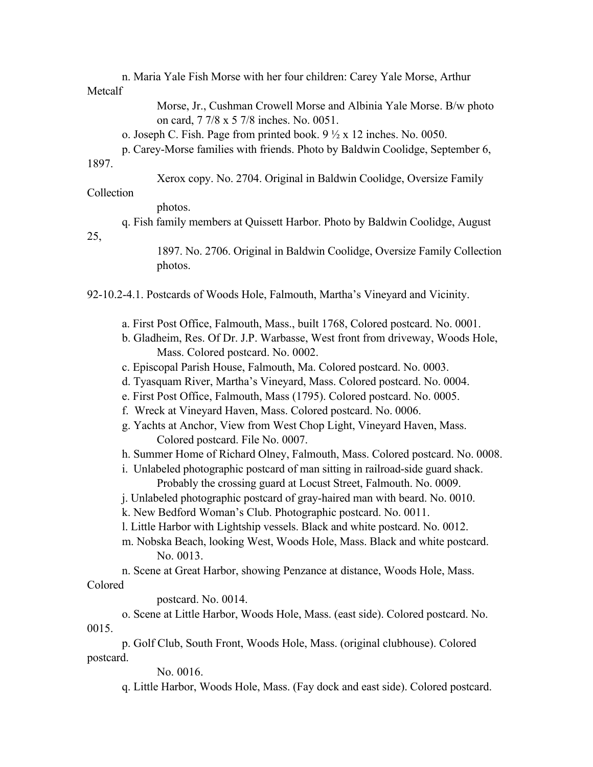n. Maria Yale Fish Morse with her four children: Carey Yale Morse, Arthur Metcalf Morse, Jr., Cushman Crowell Morse and Albinia Yale Morse. B/w photo on card, 7 7/8 x 5 7/8 inches. No. 0051.

o. Joseph C. Fish. Page from printed book. 9 ½ x 12 inches. No. 0050.

p. Carey-Morse families with friends. Photo by Baldwin Coolidge, September 6, 1897. Xerox copy. No. 2704. Original in Baldwin Coolidge, Oversize Family Collection photos.

q. Fish family members at Quissett Harbor. Photo by Baldwin Coolidge, August 25, 1897. No. 2706. Original in Baldwin Coolidge, Oversize Family Collection photos.

92-10.2-4.1. Postcards of Woods Hole, Falmouth, Martha's Vineyard and Vicinity.

a. First Post Office, Falmouth, Mass., built 1768, Colored postcard. No. 0001.

b. Gladheim, Res. Of Dr. J.P. Warbasse, West front from driveway, Woods Hole, Mass. Colored postcard. No. 0002.

c. Episcopal Parish House, Falmouth, Ma. Colored postcard. No. 0003.

d. Tyasquam River, Martha's Vineyard, Mass. Colored postcard. No. 0004.

e. First Post Office, Falmouth, Mass (1795). Colored postcard. No. 0005.

f. Wreck at Vineyard Haven, Mass. Colored postcard. No. 0006.

g. Yachts at Anchor, View from West Chop Light, Vineyard Haven, Mass. Colored postcard. File No. 0007.

h. Summer Home of Richard Olney, Falmouth, Mass. Colored postcard. No. 0008.

i. Unlabeled photographic postcard of man sitting in railroad-side guard shack. Probably the crossing guard at Locust Street, Falmouth. No. 0009.

j. Unlabeled photographic postcard of gray-haired man with beard. No. 0010.

k. New Bedford Woman's Club. Photographic postcard. No. 0011.

l. Little Harbor with Lightship vessels. Black and white postcard. No. 0012.

m. Nobska Beach, looking West, Woods Hole, Mass. Black and white postcard. No. 0013.

n. Scene at Great Harbor, showing Penzance at distance, Woods Hole, Mass. Colored postcard. No. 0014.

o. Scene at Little Harbor, Woods Hole, Mass. (east side). Colored postcard. No. 0015.

p. Golf Club, South Front, Woods Hole, Mass. (original clubhouse). Colored postcard. No. 0016.

q. Little Harbor, Woods Hole, Mass. (Fay dock and east side). Colored postcard.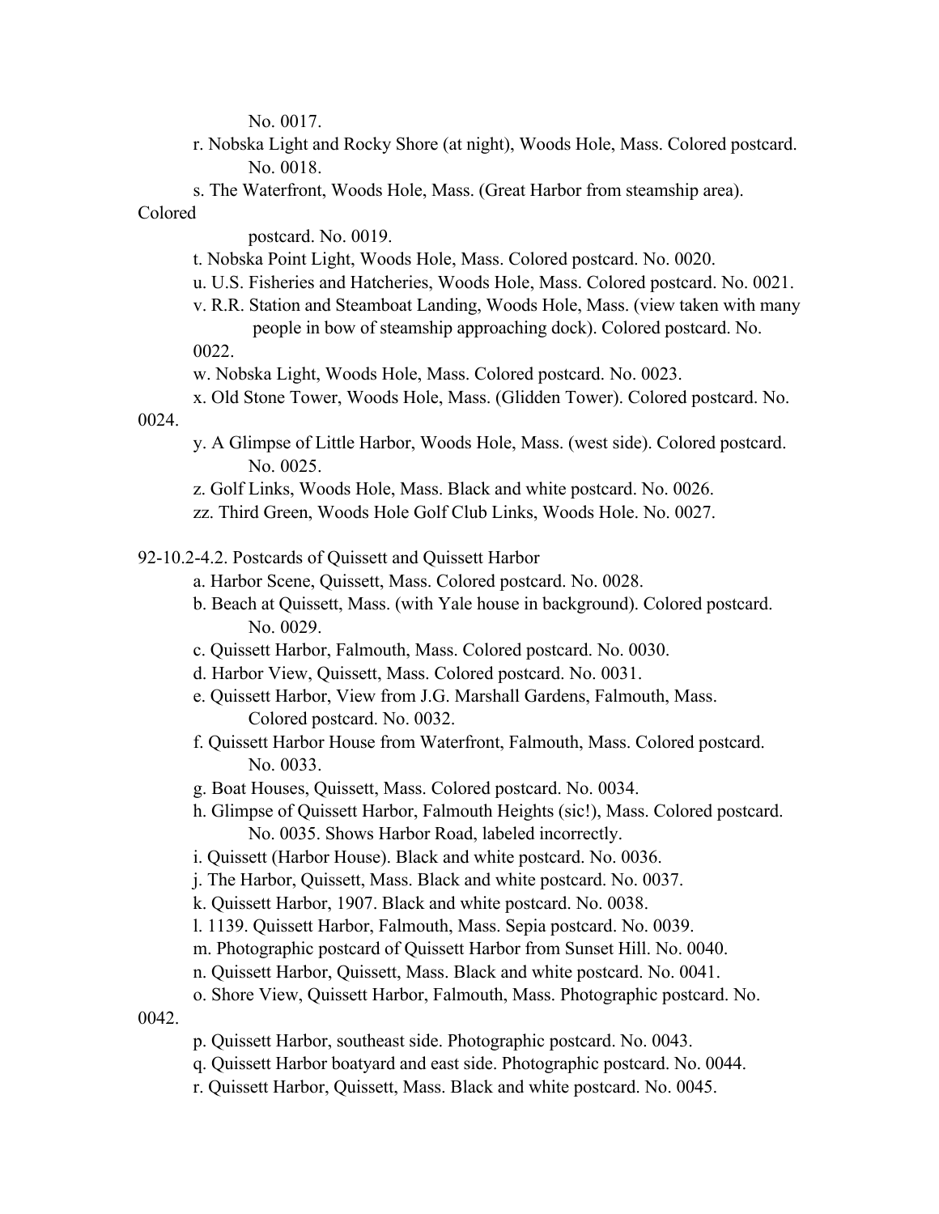No. 0017.

r. Nobska Light and Rocky Shore (at night), Woods Hole, Mass. Colored postcard. No. 0018.

s. The Waterfront, Woods Hole, Mass. (Great Harbor from steamship area). Colored postcard. No. 0019.

t. Nobska Point Light, Woods Hole, Mass. Colored postcard. No. 0020.

u. U.S. Fisheries and Hatcheries, Woods Hole, Mass. Colored postcard. No. 0021.

v. R.R. Station and Steamboat Landing, Woods Hole, Mass. (view taken with many people in bow of steamship approaching dock). Colored postcard. No. 0022.

w. Nobska Light, Woods Hole, Mass. Colored postcard. No. 0023.

x. Old Stone Tower, Woods Hole, Mass. (Glidden Tower). Colored postcard. No. 0024.

y. A Glimpse of Little Harbor, Woods Hole, Mass. (west side). Colored postcard. No. 0025.

z. Golf Links, Woods Hole, Mass. Black and white postcard. No. 0026.

zz. Third Green, Woods Hole Golf Club Links, Woods Hole. No. 0027.

92-10.2-4.2. Postcards of Quissett and Quissett Harbor

a. Harbor Scene, Quissett, Mass. Colored postcard. No. 0028.

b. Beach at Quissett, Mass. (with Yale house in background). Colored postcard. No. 0029.

c. Quissett Harbor, Falmouth, Mass. Colored postcard. No. 0030.

d. Harbor View, Quissett, Mass. Colored postcard. No. 0031.

e. Quissett Harbor, View from J.G. Marshall Gardens, Falmouth, Mass. Colored postcard. No. 0032.

f. Quissett Harbor House from Waterfront, Falmouth, Mass. Colored postcard. No. 0033.

g. Boat Houses, Quissett, Mass. Colored postcard. No. 0034.

h. Glimpse of Quissett Harbor, Falmouth Heights (sic!), Mass. Colored postcard. No. 0035. Shows Harbor Road, labeled incorrectly.

i. Quissett (Harbor House). Black and white postcard. No. 0036.

j. The Harbor, Quissett, Mass. Black and white postcard. No. 0037.

k. Quissett Harbor, 1907. Black and white postcard. No. 0038.

l. 1139. Quissett Harbor, Falmouth, Mass. Sepia postcard. No. 0039.

m. Photographic postcard of Quissett Harbor from Sunset Hill. No. 0040.

n. Quissett Harbor, Quissett, Mass. Black and white postcard. No. 0041.

o. Shore View, Quissett Harbor, Falmouth, Mass. Photographic postcard. No. 0042.

p. Quissett Harbor, southeast side. Photographic postcard. No. 0043.

q. Quissett Harbor boatyard and east side. Photographic postcard. No. 0044.

r. Quissett Harbor, Quissett, Mass. Black and white postcard. No. 0045.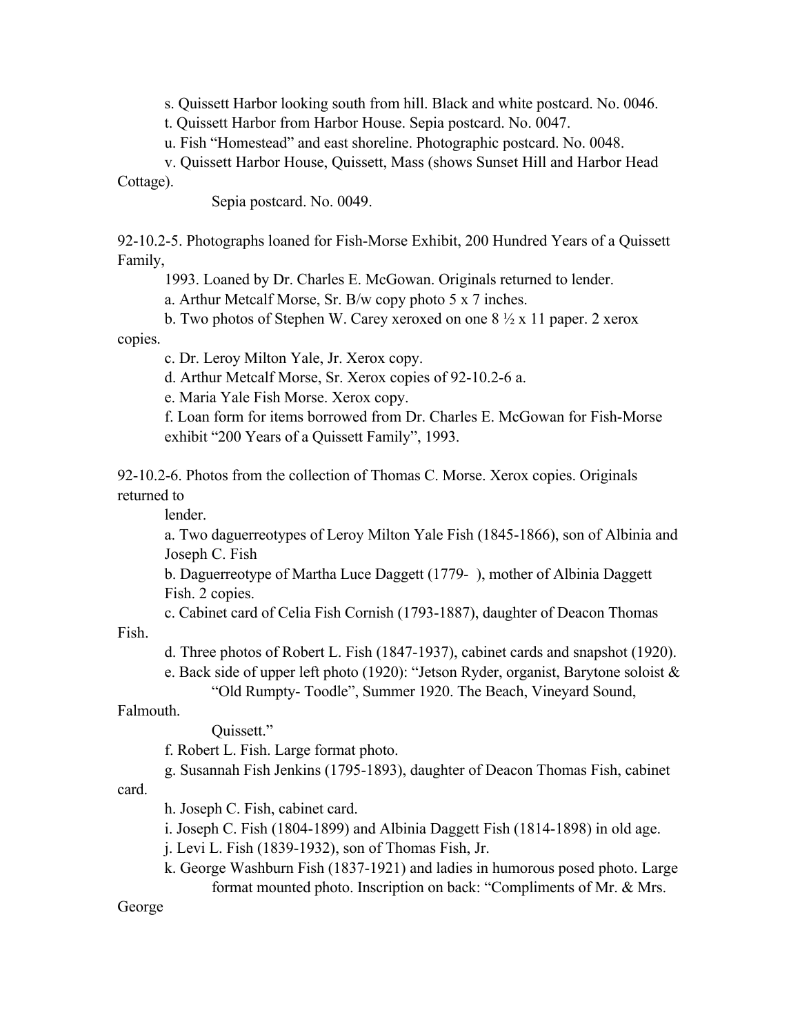s. Quissett Harbor looking south from hill. Black and white postcard. No. 0046.

t. Quissett Harbor from Harbor House. Sepia postcard. No. 0047.

u. Fish "Homestead" and east shoreline. Photographic postcard. No. 0048.

v. Quissett Harbor House, Quissett, Mass (shows Sunset Hill and Harbor Head Cottage).
Sepia postcard. No. 0049.

92-10.2-5. Photographs loaned for Fish-Morse Exhibit, 200 Hundred Years of a Quissett Family,
1993. Loaned by Dr. Charles E. McGowan. Originals returned to lender.

a. Arthur Metcalf Morse, Sr. B/w copy photo 5 x 7 inches.

b. Two photos of Stephen W. Carey xeroxed on one 8 ½ x 11 paper. 2 xerox copies.

c. Dr. Leroy Milton Yale, Jr. Xerox copy.

d. Arthur Metcalf Morse, Sr. Xerox copies of 92-10.2-6 a.

e. Maria Yale Fish Morse. Xerox copy.

f. Loan form for items borrowed from Dr. Charles E. McGowan for Fish-Morse exhibit "200 Years of a Quissett Family", 1993.

92-10.2-6. Photos from the collection of Thomas C. Morse. Xerox copies. Originals returned to
lender.

a. Two daguerreotypes of Leroy Milton Yale Fish (1845-1866), son of Albinia and Joseph C. Fish

b. Daguerreotype of Martha Luce Daggett (1779- ), mother of Albinia Daggett Fish. 2 copies.

c. Cabinet card of Celia Fish Cornish (1793-1887), daughter of Deacon Thomas Fish.

d. Three photos of Robert L. Fish (1847-1937), cabinet cards and snapshot (1920).

e. Back side of upper left photo (1920): "Jetson Ryder, organist, Barytone soloist & "Old Rumpty- Toodle", Summer 1920. The Beach, Vineyard Sound, Falmouth.
Quissett."

f. Robert L. Fish. Large format photo.

g. Susannah Fish Jenkins (1795-1893), daughter of Deacon Thomas Fish, cabinet card.

h. Joseph C. Fish, cabinet card.

i. Joseph C. Fish (1804-1899) and Albinia Daggett Fish (1814-1898) in old age.

j. Levi L. Fish (1839-1932), son of Thomas Fish, Jr.

k. George Washburn Fish (1837-1921) and ladies in humorous posed photo. Large format mounted photo. Inscription on back: "Compliments of Mr. & Mrs. George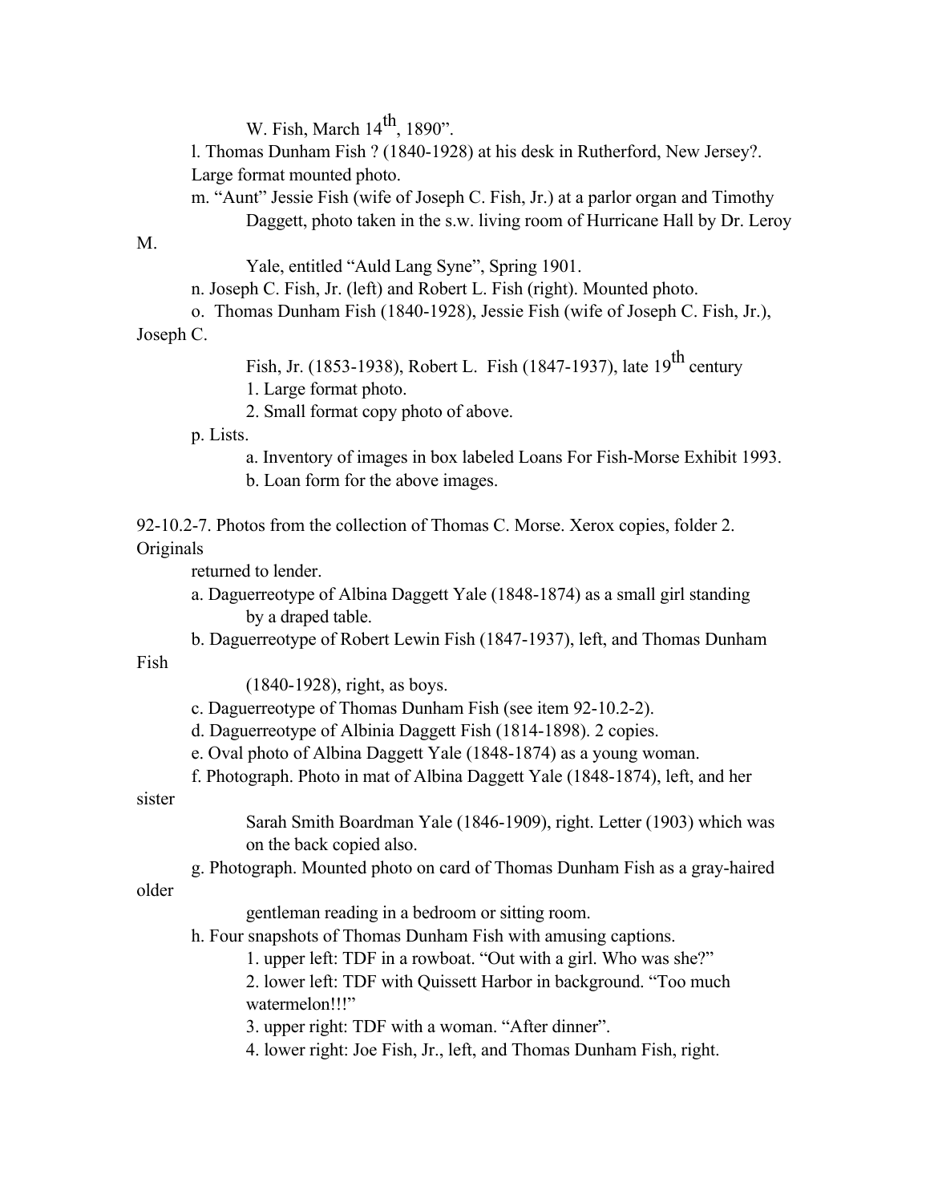W. Fish, March 14th, 1890".

l. Thomas Dunham Fish ? (1840-1928) at his desk in Rutherford, New Jersey?. Large format mounted photo.

m. "Aunt" Jessie Fish (wife of Joseph C. Fish, Jr.) at a parlor organ and Timothy Daggett, photo taken in the s.w. living room of Hurricane Hall by Dr. Leroy M. Yale, entitled "Auld Lang Syne", Spring 1901.

n. Joseph C. Fish, Jr. (left) and Robert L. Fish (right). Mounted photo.

o. Thomas Dunham Fish (1840-1928), Jessie Fish (wife of Joseph C. Fish, Jr.), Joseph C. Fish, Jr. (1853-1938), Robert L. Fish (1847-1937), late 19th century

1. Large format photo.
2. Small format copy photo of above.

p. Lists.

a. Inventory of images in box labeled Loans For Fish-Morse Exhibit 1993.
b. Loan form for the above images.

92-10.2-7. Photos from the collection of Thomas C. Morse. Xerox copies, folder 2. Originals returned to lender.

a. Daguerreotype of Albina Daggett Yale (1848-1874) as a small girl standing by a draped table.

b. Daguerreotype of Robert Lewin Fish (1847-1937), left, and Thomas Dunham Fish (1840-1928), right, as boys.

c. Daguerreotype of Thomas Dunham Fish (see item 92-10.2-2).

d. Daguerreotype of Albinia Daggett Fish (1814-1898). 2 copies.

e. Oval photo of Albina Daggett Yale (1848-1874) as a young woman.

f. Photograph. Photo in mat of Albina Daggett Yale (1848-1874), left, and her sister Sarah Smith Boardman Yale (1846-1909), right. Letter (1903) which was on the back copied also.

g. Photograph. Mounted photo on card of Thomas Dunham Fish as a gray-haired older gentleman reading in a bedroom or sitting room.

h. Four snapshots of Thomas Dunham Fish with amusing captions.

1. upper left: TDF in a rowboat. "Out with a girl. Who was she?"
2. lower left: TDF with Quissett Harbor in background. "Too much watermelon!!!"
3. upper right: TDF with a woman. "After dinner".
4. lower right: Joe Fish, Jr., left, and Thomas Dunham Fish, right.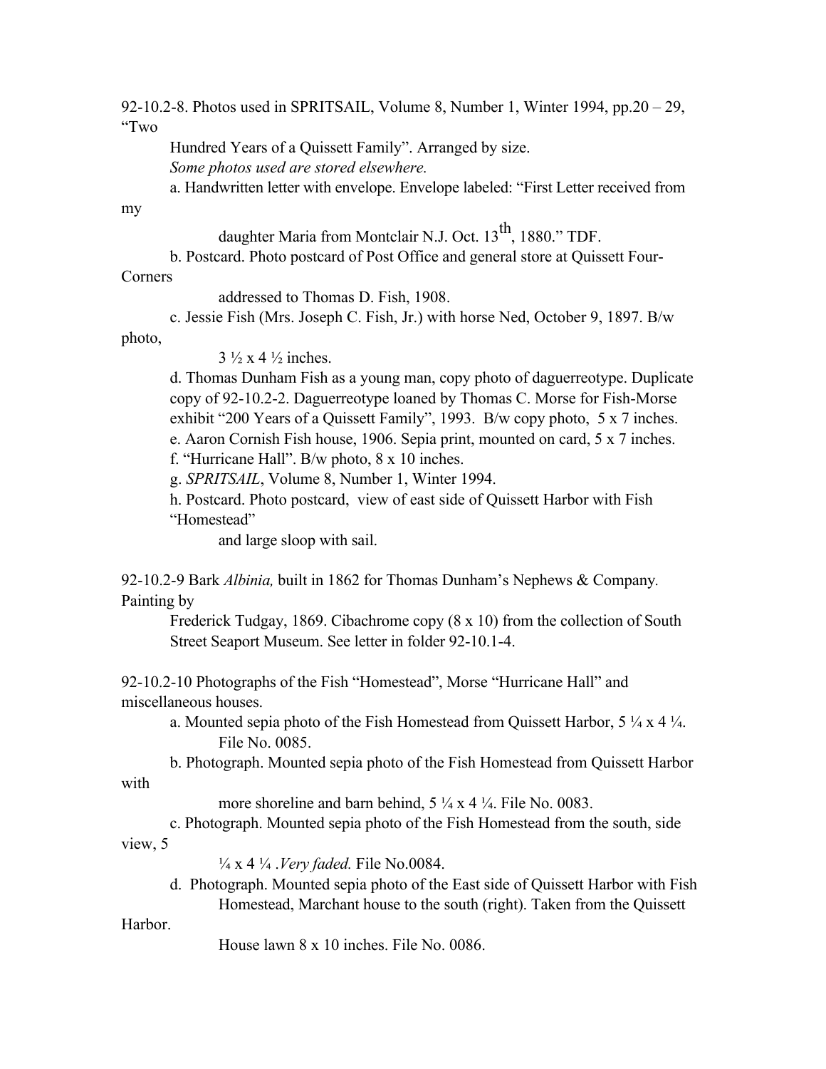92-10.2-8. Photos used in SPRITSAIL, Volume 8, Number 1, Winter 1994, pp.20 – 29, "Two Hundred Years of a Quissett Family". Arranged by size.

*Some photos used are stored elsewhere.*

a. Handwritten letter with envelope. Envelope labeled: "First Letter received from my daughter Maria from Montclair N.J. Oct. 13th, 1880." TDF.

b. Postcard. Photo postcard of Post Office and general store at Quissett Four-Corners addressed to Thomas D. Fish, 1908.

c. Jessie Fish (Mrs. Joseph C. Fish, Jr.) with horse Ned, October 9, 1897. B/w photo, 3 ½ x 4 ½ inches.

d. Thomas Dunham Fish as a young man, copy photo of daguerreotype. Duplicate copy of 92-10.2-2. Daguerreotype loaned by Thomas C. Morse for Fish-Morse exhibit "200 Years of a Quissett Family", 1993. B/w copy photo, 5 x 7 inches.

e. Aaron Cornish Fish house, 1906. Sepia print, mounted on card, 5 x 7 inches.

f. "Hurricane Hall". B/w photo, 8 x 10 inches.

g. *SPRITSAIL*, Volume 8, Number 1, Winter 1994.

h. Postcard. Photo postcard, view of east side of Quissett Harbor with Fish "Homestead" and large sloop with sail.

92-10.2-9 Bark *Albinia,* built in 1862 for Thomas Dunham's Nephews & Company. Painting by Frederick Tudgay, 1869. Cibachrome copy (8 x 10) from the collection of South Street Seaport Museum. See letter in folder 92-10.1-4.

92-10.2-10 Photographs of the Fish "Homestead", Morse "Hurricane Hall" and miscellaneous houses.

a. Mounted sepia photo of the Fish Homestead from Quissett Harbor, 5 ¼ x 4 ¼. File No. 0085.

b. Photograph. Mounted sepia photo of the Fish Homestead from Quissett Harbor with more shoreline and barn behind, 5 ¼ x 4 ¼. File No. 0083.

c. Photograph. Mounted sepia photo of the Fish Homestead from the south, side view, 5 ¼ x 4 ¼ .*Very faded.* File No.0084.

d. Photograph. Mounted sepia photo of the East side of Quissett Harbor with Fish Homestead, Marchant house to the south (right). Taken from the Quissett Harbor. House lawn 8 x 10 inches. File No. 0086.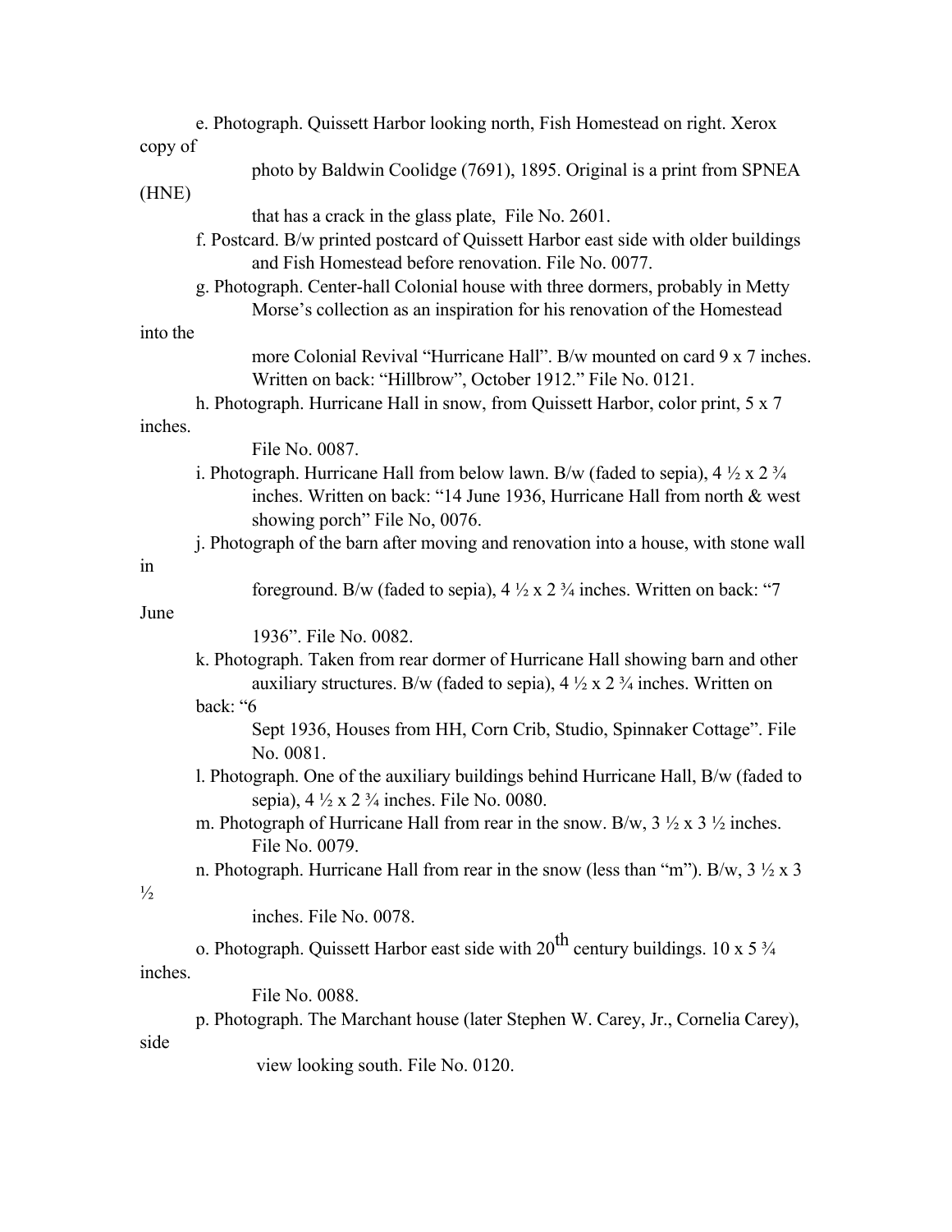e. Photograph. Quissett Harbor looking north, Fish Homestead on right. Xerox copy of photo by Baldwin Coolidge (7691), 1895. Original is a print from SPNEA (HNE) that has a crack in the glass plate, File No. 2601.

f. Postcard. B/w printed postcard of Quissett Harbor east side with older buildings and Fish Homestead before renovation. File No. 0077.

g. Photograph. Center-hall Colonial house with three dormers, probably in Metty Morse's collection as an inspiration for his renovation of the Homestead into the more Colonial Revival "Hurricane Hall". B/w mounted on card 9 x 7 inches. Written on back: "Hillbrow", October 1912." File No. 0121.

h. Photograph. Hurricane Hall in snow, from Quissett Harbor, color print, 5 x 7 inches. File No. 0087.

i. Photograph. Hurricane Hall from below lawn. B/w (faded to sepia), 4 ½ x 2 ¾ inches. Written on back: "14 June 1936, Hurricane Hall from north & west showing porch" File No, 0076.

j. Photograph of the barn after moving and renovation into a house, with stone wall in foreground. B/w (faded to sepia), 4 ½ x 2 ¾ inches. Written on back: "7 June 1936". File No. 0082.

k. Photograph. Taken from rear dormer of Hurricane Hall showing barn and other auxiliary structures. B/w (faded to sepia), 4 ½ x 2 ¾ inches. Written on back: "6 Sept 1936, Houses from HH, Corn Crib, Studio, Spinnaker Cottage". File No. 0081.

l. Photograph. One of the auxiliary buildings behind Hurricane Hall, B/w (faded to sepia), 4 ½ x 2 ¾ inches. File No. 0080.

m. Photograph of Hurricane Hall from rear in the snow. B/w, 3 ½ x 3 ½ inches. File No. 0079.

n. Photograph. Hurricane Hall from rear in the snow (less than "m"). B/w, 3 ½ x 3 ½ inches. File No. 0078.

o. Photograph. Quissett Harbor east side with 20th century buildings. 10 x 5 ¾ inches. File No. 0088.

p. Photograph. The Marchant house (later Stephen W. Carey, Jr., Cornelia Carey), side view looking south. File No. 0120.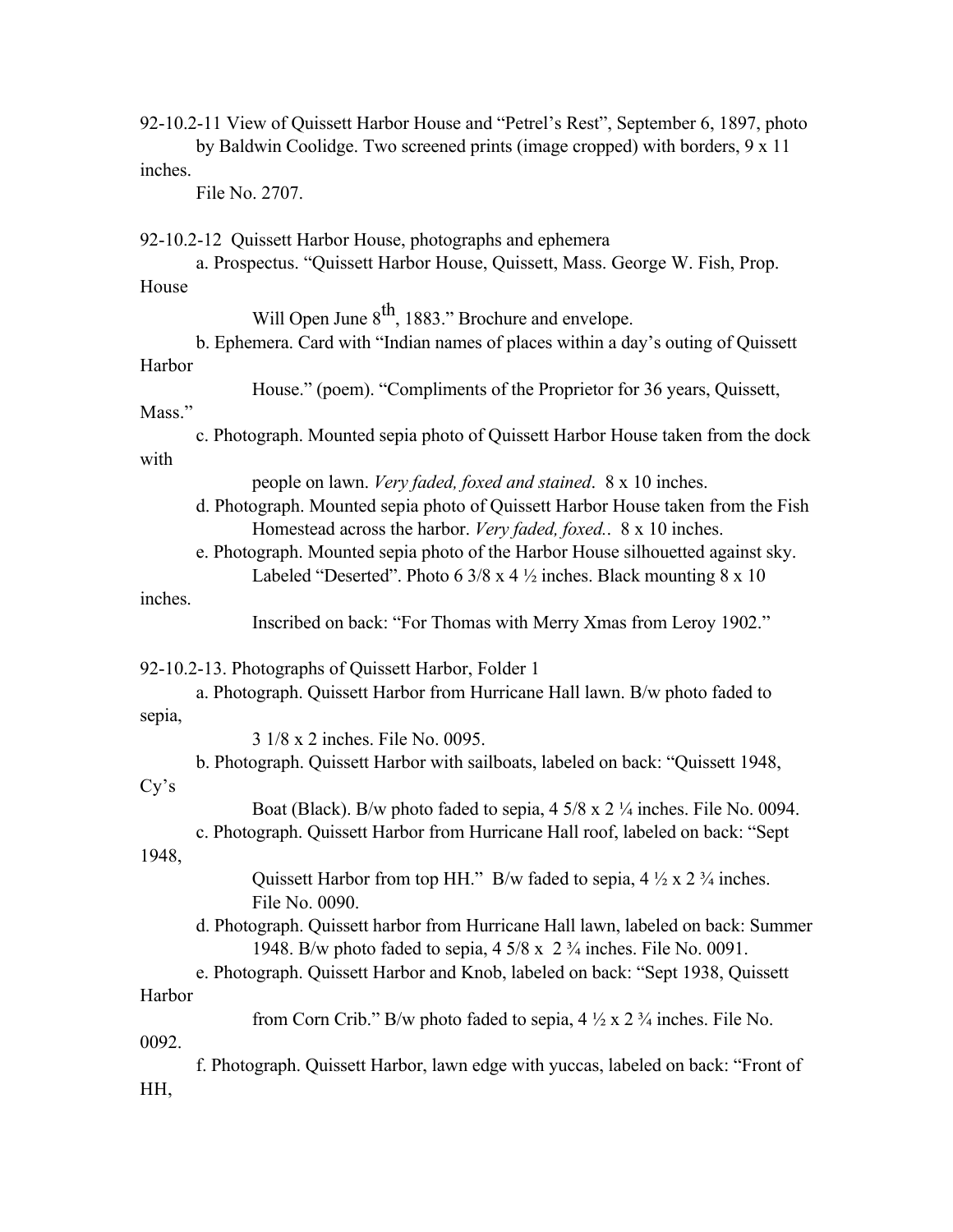92-10.2-11 View of Quissett Harbor House and "Petrel's Rest", September 6, 1897, photo by Baldwin Coolidge. Two screened prints (image cropped) with borders, 9 x 11 inches.

File No. 2707.

92-10.2-12 Quissett Harbor House, photographs and ephemera

- a. Prospectus. "Quissett Harbor House, Quissett, Mass. George W. Fish, Prop. House Will Open June 8th, 1883." Brochure and envelope.
- b. Ephemera. Card with "Indian names of places within a day's outing of Quissett Harbor House." (poem). "Compliments of the Proprietor for 36 years, Quissett, Mass."
- c. Photograph. Mounted sepia photo of Quissett Harbor House taken from the dock with people on lawn. *Very faded, foxed and stained*. 8 x 10 inches.
- d. Photograph. Mounted sepia photo of Quissett Harbor House taken from the Fish Homestead across the harbor. *Very faded, foxed.*. 8 x 10 inches.
- e. Photograph. Mounted sepia photo of the Harbor House silhouetted against sky. Labeled "Deserted". Photo 6 3/8 x 4 ½ inches. Black mounting 8 x 10 inches.
  Inscribed on back: "For Thomas with Merry Xmas from Leroy 1902."

92-10.2-13. Photographs of Quissett Harbor, Folder 1

- a. Photograph. Quissett Harbor from Hurricane Hall lawn. B/w photo faded to sepia, 3 1/8 x 2 inches. File No. 0095.
- b. Photograph. Quissett Harbor with sailboats, labeled on back: "Quissett 1948, Cy's Boat (Black). B/w photo faded to sepia, 4 5/8 x 2 ¼ inches. File No. 0094.
- c. Photograph. Quissett Harbor from Hurricane Hall roof, labeled on back: "Sept 1948, Quissett Harbor from top HH." B/w faded to sepia, 4 ½ x 2 ¾ inches. File No. 0090.
- d. Photograph. Quissett harbor from Hurricane Hall lawn, labeled on back: Summer 1948. B/w photo faded to sepia, 4 5/8 x 2 ¾ inches. File No. 0091.
- e. Photograph. Quissett Harbor and Knob, labeled on back: "Sept 1938, Quissett Harbor from Corn Crib." B/w photo faded to sepia, 4 ½ x 2 ¾ inches. File No. 0092.
- f. Photograph. Quissett Harbor, lawn edge with yuccas, labeled on back: "Front of HH,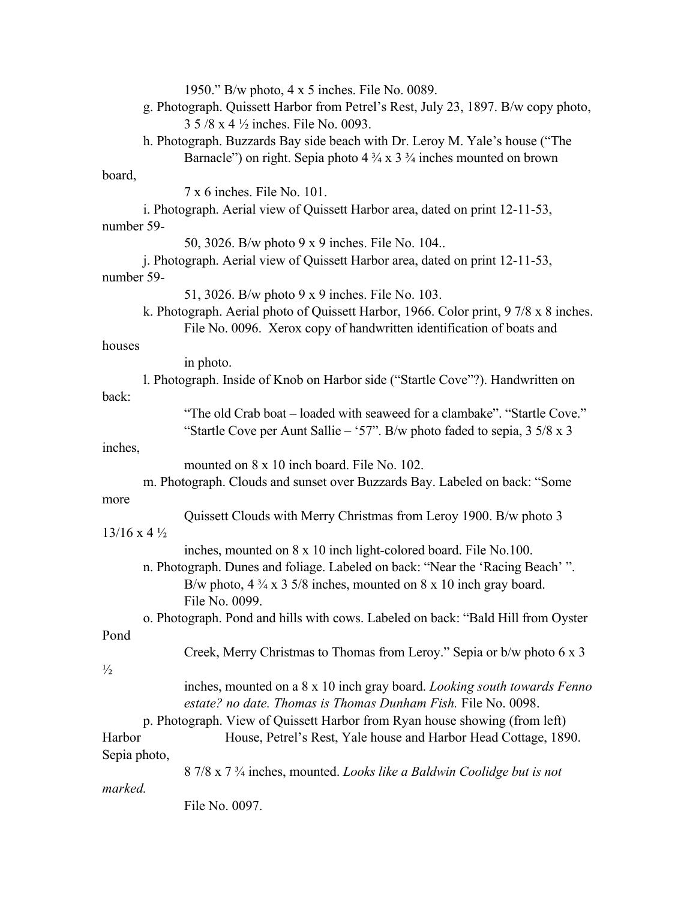1950." B/w photo, 4 x 5 inches. File No. 0089.

g. Photograph. Quissett Harbor from Petrel's Rest, July 23, 1897. B/w copy photo, 3 5 /8 x 4 ½ inches. File No. 0093.

h. Photograph. Buzzards Bay side beach with Dr. Leroy M. Yale's house ("The Barnacle") on right. Sepia photo 4 ¾ x 3 ¾ inches mounted on brown board, 7 x 6 inches. File No. 101.

i. Photograph. Aerial view of Quissett Harbor area, dated on print 12-11-53, number 59-50, 3026. B/w photo 9 x 9 inches. File No. 104..

j. Photograph. Aerial view of Quissett Harbor area, dated on print 12-11-53, number 59-51, 3026. B/w photo 9 x 9 inches. File No. 103.

k. Photograph. Aerial photo of Quissett Harbor, 1966. Color print, 9 7/8 x 8 inches. File No. 0096. Xerox copy of handwritten identification of boats and houses in photo.

l. Photograph. Inside of Knob on Harbor side ("Startle Cove"?). Handwritten on back: "The old Crab boat – loaded with seaweed for a clambake". "Startle Cove." "Startle Cove per Aunt Sallie – '57". B/w photo faded to sepia, 3 5/8 x 3 inches, mounted on 8 x 10 inch board. File No. 102.

m. Photograph. Clouds and sunset over Buzzards Bay. Labeled on back: "Some more Quissett Clouds with Merry Christmas from Leroy 1900. B/w photo 3 13/16 x 4 ½ inches, mounted on 8 x 10 inch light-colored board. File No.100.

n. Photograph. Dunes and foliage. Labeled on back: "Near the 'Racing Beach' ". B/w photo, 4 ¾ x 3 5/8 inches, mounted on 8 x 10 inch gray board. File No. 0099.

o. Photograph. Pond and hills with cows. Labeled on back: "Bald Hill from Oyster Pond Creek, Merry Christmas to Thomas from Leroy." Sepia or b/w photo 6 x 3 ½ inches, mounted on a 8 x 10 inch gray board. *Looking south towards Fenno estate? no date. Thomas is Thomas Dunham Fish.* File No. 0098.

p. Photograph. View of Quissett Harbor from Ryan house showing (from left) Harbor House, Petrel's Rest, Yale house and Harbor Head Cottage, 1890. Sepia photo, 8 7/8 x 7 ¾ inches, mounted. *Looks like a Baldwin Coolidge but is not marked.* File No. 0097.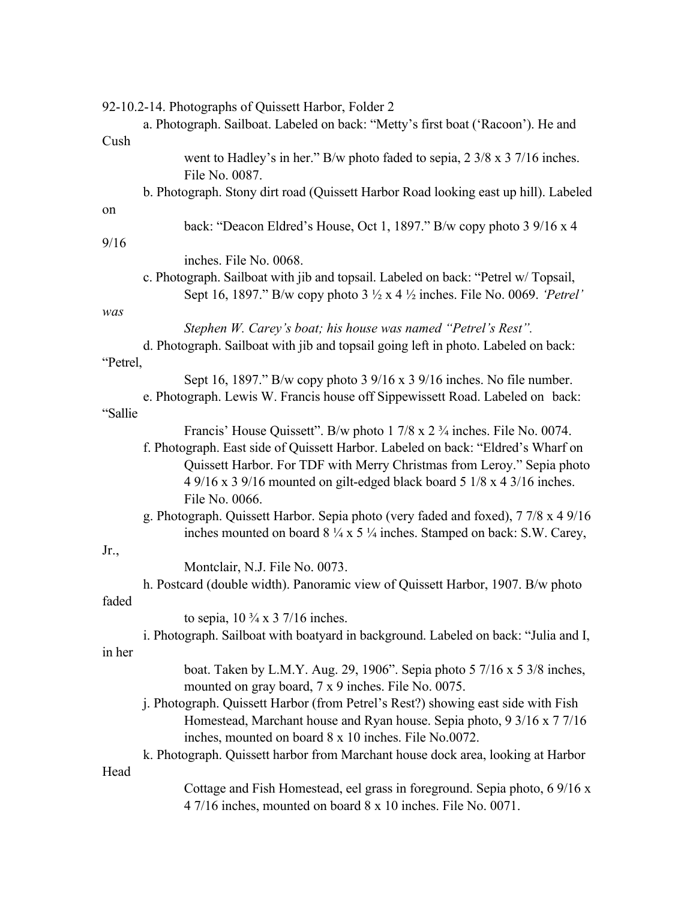92-10.2-14. Photographs of Quissett Harbor, Folder 2

- a. Photograph. Sailboat. Labeled on back: "Metty's first boat ('Racoon'). He and Cush went to Hadley's in her." B/w photo faded to sepia, 2 3/8 x 3 7/16 inches. File No. 0087.
- b. Photograph. Stony dirt road (Quissett Harbor Road looking east up hill). Labeled on back: "Deacon Eldred's House, Oct 1, 1897." B/w copy photo 3 9/16 x 4 9/16 inches. File No. 0068.
- c. Photograph. Sailboat with jib and topsail. Labeled on back: "Petrel w/ Topsail, Sept 16, 1897." B/w copy photo 3 ½ x 4 ½ inches. File No. 0069. *'Petrel' was Stephen W. Carey's boat; his house was named "Petrel's Rest".*
- d. Photograph. Sailboat with jib and topsail going left in photo. Labeled on back: "Petrel, Sept 16, 1897." B/w copy photo 3 9/16 x 3 9/16 inches. No file number.
- e. Photograph. Lewis W. Francis house off Sippewissett Road. Labeled on back: "Sallie Francis' House Quissett". B/w photo 1 7/8 x 2 ¾ inches. File No. 0074.
- f. Photograph. East side of Quissett Harbor. Labeled on back: "Eldred's Wharf on Quissett Harbor. For TDF with Merry Christmas from Leroy." Sepia photo 4 9/16 x 3 9/16 mounted on gilt-edged black board 5 1/8 x 4 3/16 inches. File No. 0066.
- g. Photograph. Quissett Harbor. Sepia photo (very faded and foxed), 7 7/8 x 4 9/16 inches mounted on board 8 ¼ x 5 ¼ inches. Stamped on back: S.W. Carey, Jr., Montclair, N.J. File No. 0073.
- h. Postcard (double width). Panoramic view of Quissett Harbor, 1907. B/w photo faded to sepia, 10 ¾ x 3 7/16 inches.
- i. Photograph. Sailboat with boatyard in background. Labeled on back: "Julia and I, in her boat. Taken by L.M.Y. Aug. 29, 1906". Sepia photo 5 7/16 x 5 3/8 inches, mounted on gray board, 7 x 9 inches. File No. 0075.
- j. Photograph. Quissett Harbor (from Petrel's Rest?) showing east side with Fish Homestead, Marchant house and Ryan house. Sepia photo, 9 3/16 x 7 7/16 inches, mounted on board 8 x 10 inches. File No.0072.
- k. Photograph. Quissett harbor from Marchant house dock area, looking at Harbor Head Cottage and Fish Homestead, eel grass in foreground. Sepia photo, 6 9/16 x 4 7/16 inches, mounted on board 8 x 10 inches. File No. 0071.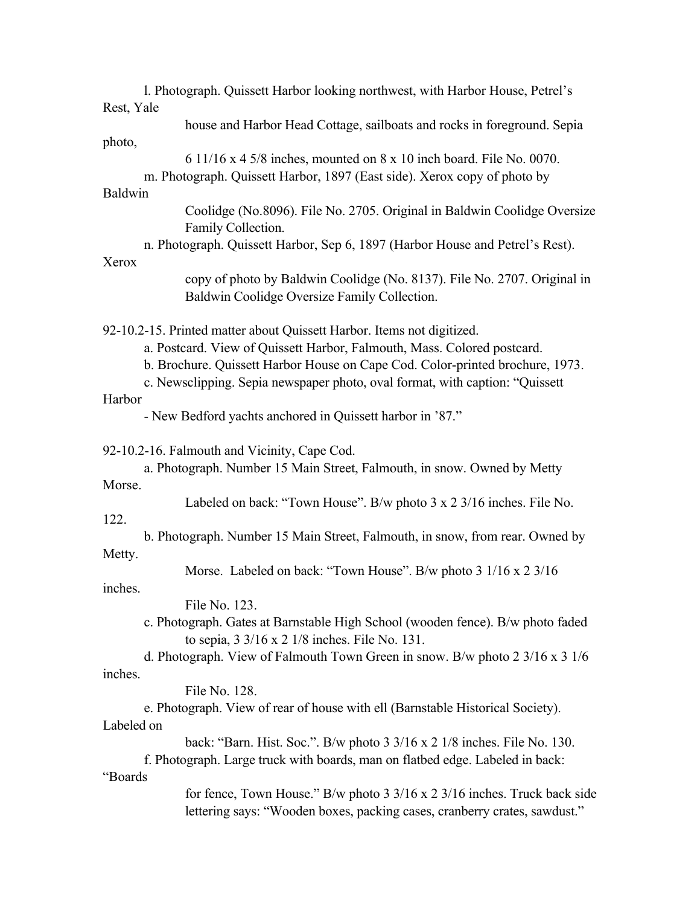l. Photograph. Quissett Harbor looking northwest, with Harbor House, Petrel's Rest, Yale house and Harbor Head Cottage, sailboats and rocks in foreground. Sepia photo, 6 11/16 x 4 5/8 inches, mounted on 8 x 10 inch board. File No. 0070.

m. Photograph. Quissett Harbor, 1897 (East side). Xerox copy of photo by Baldwin Coolidge (No.8096). File No. 2705. Original in Baldwin Coolidge Oversize Family Collection.

n. Photograph. Quissett Harbor, Sep 6, 1897 (Harbor House and Petrel's Rest). Xerox copy of photo by Baldwin Coolidge (No. 8137). File No. 2707. Original in Baldwin Coolidge Oversize Family Collection.

92-10.2-15. Printed matter about Quissett Harbor. Items not digitized.

a. Postcard. View of Quissett Harbor, Falmouth, Mass. Colored postcard.

b. Brochure. Quissett Harbor House on Cape Cod. Color-printed brochure, 1973.

c. Newsclipping. Sepia newspaper photo, oval format, with caption: "Quissett Harbor - New Bedford yachts anchored in Quissett harbor in '87."

92-10.2-16. Falmouth and Vicinity, Cape Cod.

a. Photograph. Number 15 Main Street, Falmouth, in snow. Owned by Metty Morse. Labeled on back: "Town House". B/w photo 3 x 2 3/16 inches. File No. 122.

b. Photograph. Number 15 Main Street, Falmouth, in snow, from rear. Owned by Metty. Morse. Labeled on back: "Town House". B/w photo 3 1/16 x 2 3/16 inches. File No. 123.

c. Photograph. Gates at Barnstable High School (wooden fence). B/w photo faded to sepia, 3 3/16 x 2 1/8 inches. File No. 131.

d. Photograph. View of Falmouth Town Green in snow. B/w photo 2 3/16 x 3 1/6 inches. File No. 128.

e. Photograph. View of rear of house with ell (Barnstable Historical Society). Labeled on back: "Barn. Hist. Soc.". B/w photo 3 3/16 x 2 1/8 inches. File No. 130.

f. Photograph. Large truck with boards, man on flatbed edge. Labeled in back: "Boards for fence, Town House." B/w photo 3 3/16 x 2 3/16 inches. Truck back side lettering says: "Wooden boxes, packing cases, cranberry crates, sawdust."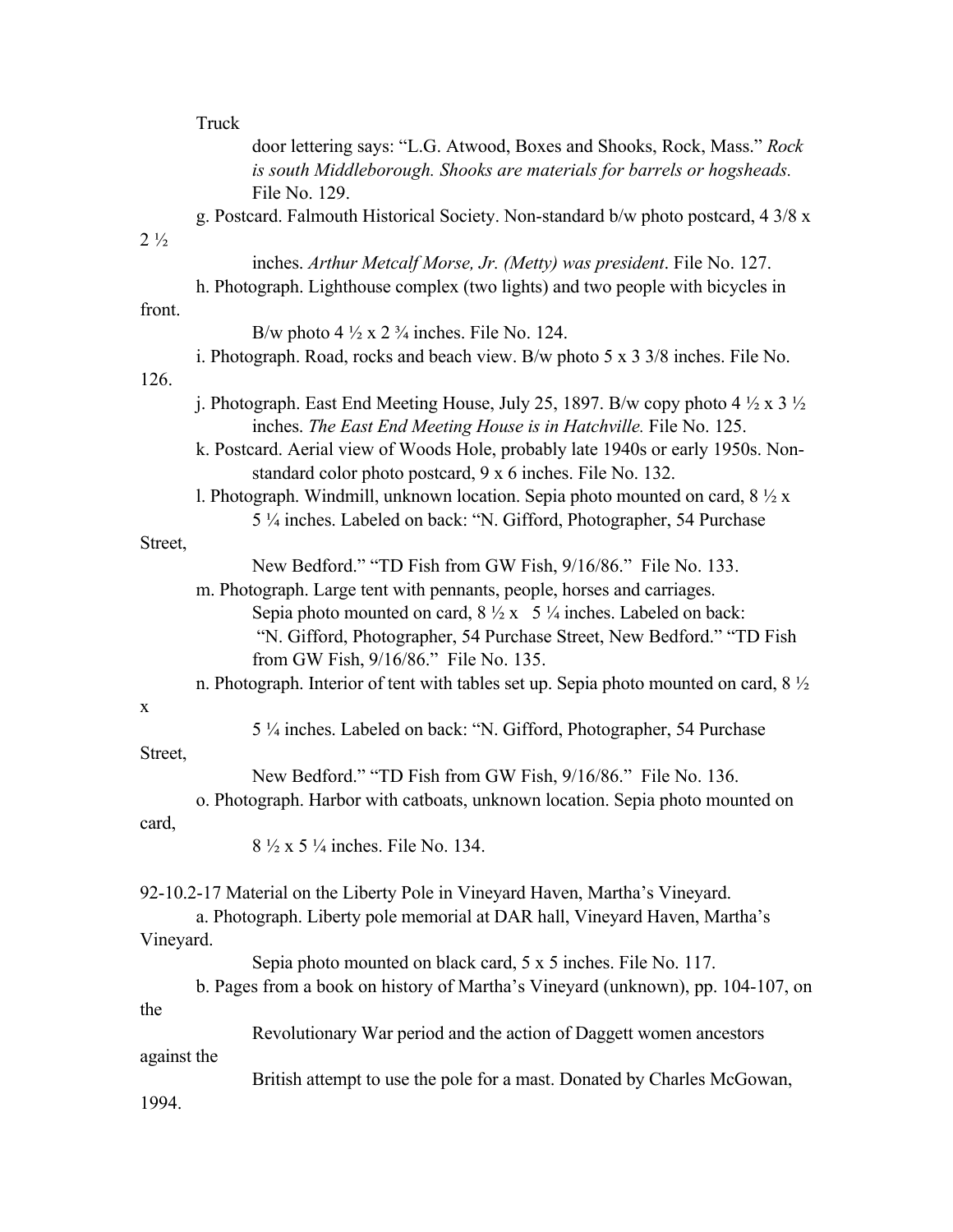Truck door lettering says: "L.G. Atwood, Boxes and Shooks, Rock, Mass." *Rock is south Middleborough. Shooks are materials for barrels or hogsheads.* File No. 129.

g. Postcard. Falmouth Historical Society. Non-standard b/w photo postcard, 4 3/8 x 2 ½ inches. *Arthur Metcalf Morse, Jr. (Metty) was president*. File No. 127.

h. Photograph. Lighthouse complex (two lights) and two people with bicycles in front. B/w photo 4 ½ x 2 ¾ inches. File No. 124.

i. Photograph. Road, rocks and beach view. B/w photo 5 x 3 3/8 inches. File No. 126.

j. Photograph. East End Meeting House, July 25, 1897. B/w copy photo 4 ½ x 3 ½ inches. *The East End Meeting House is in Hatchville.* File No. 125.

k. Postcard. Aerial view of Woods Hole, probably late 1940s or early 1950s. Non-standard color photo postcard, 9 x 6 inches. File No. 132.

l. Photograph. Windmill, unknown location. Sepia photo mounted on card, 8 ½ x 5 ¼ inches. Labeled on back: "N. Gifford, Photographer, 54 Purchase Street, New Bedford." "TD Fish from GW Fish, 9/16/86." File No. 133.

m. Photograph. Large tent with pennants, people, horses and carriages. Sepia photo mounted on card, 8 ½ x 5 ¼ inches. Labeled on back: "N. Gifford, Photographer, 54 Purchase Street, New Bedford." "TD Fish from GW Fish, 9/16/86." File No. 135.

n. Photograph. Interior of tent with tables set up. Sepia photo mounted on card, 8 ½ x 5 ¼ inches. Labeled on back: "N. Gifford, Photographer, 54 Purchase Street, New Bedford." "TD Fish from GW Fish, 9/16/86." File No. 136.

o. Photograph. Harbor with catboats, unknown location. Sepia photo mounted on card, 8 ½ x 5 ¼ inches. File No. 134.

92-10.2-17 Material on the Liberty Pole in Vineyard Haven, Martha's Vineyard.

a. Photograph. Liberty pole memorial at DAR hall, Vineyard Haven, Martha's Vineyard. Sepia photo mounted on black card, 5 x 5 inches. File No. 117.

b. Pages from a book on history of Martha's Vineyard (unknown), pp. 104-107, on the Revolutionary War period and the action of Daggett women ancestors against the British attempt to use the pole for a mast. Donated by Charles McGowan, 1994.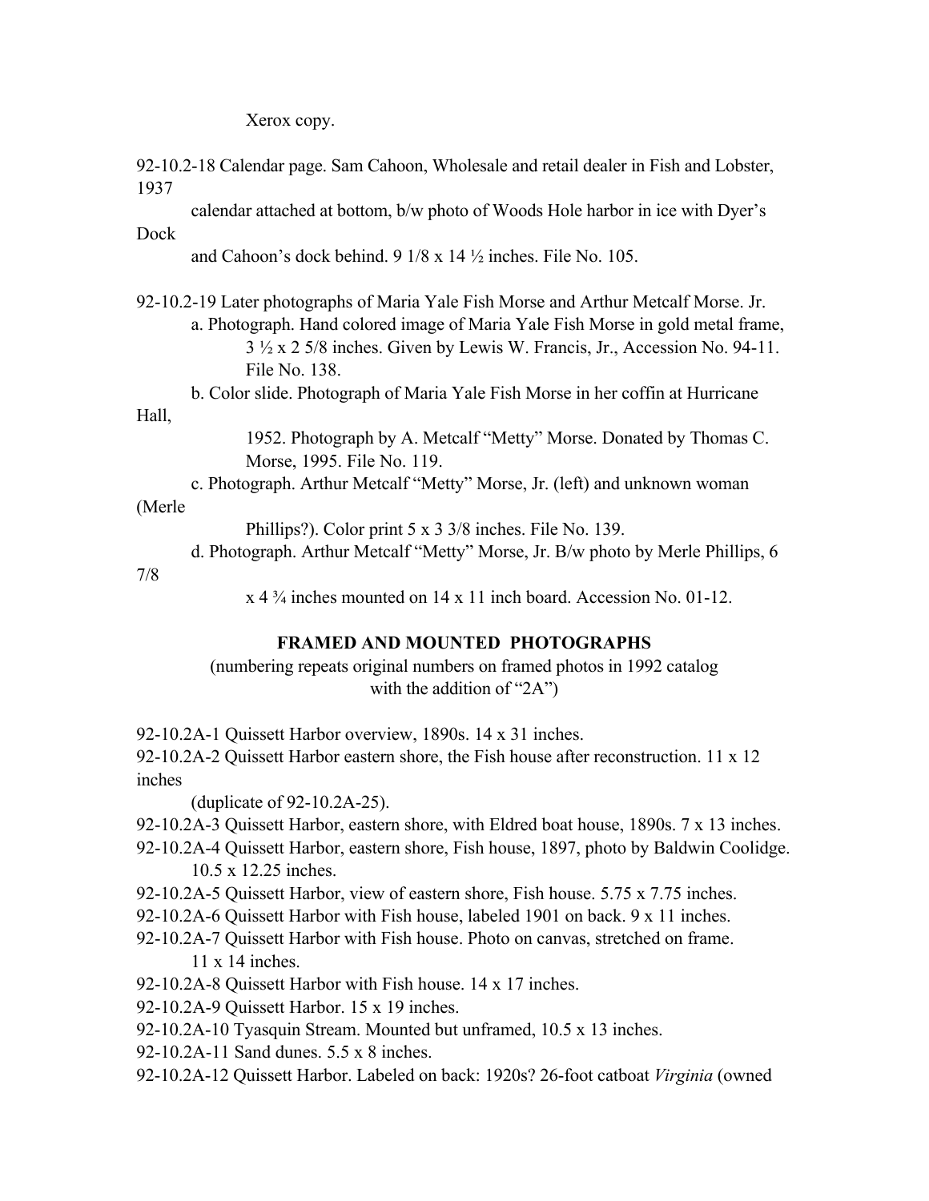Xerox copy.

92-10.2-18 Calendar page. Sam Cahoon, Wholesale and retail dealer in Fish and Lobster, 1937
calendar attached at bottom, b/w photo of Woods Hole harbor in ice with Dyer's Dock
and Cahoon's dock behind. 9 1/8 x 14 ½ inches. File No. 105.

92-10.2-19 Later photographs of Maria Yale Fish Morse and Arthur Metcalf Morse. Jr.

a. Photograph. Hand colored image of Maria Yale Fish Morse in gold metal frame, 3 ½ x 2 5/8 inches. Given by Lewis W. Francis, Jr., Accession No. 94-11. File No. 138.

b. Color slide. Photograph of Maria Yale Fish Morse in her coffin at Hurricane Hall, 1952. Photograph by A. Metcalf "Metty" Morse. Donated by Thomas C. Morse, 1995. File No. 119.

c. Photograph. Arthur Metcalf "Metty" Morse, Jr. (left) and unknown woman (Merle Phillips?). Color print 5 x 3 3/8 inches. File No. 139.

d. Photograph. Arthur Metcalf "Metty" Morse, Jr. B/w photo by Merle Phillips, 6 7/8 x 4 ¾ inches mounted on 14 x 11 inch board. Accession No. 01-12.

## FRAMED AND MOUNTED PHOTOGRAPHS

(numbering repeats original numbers on framed photos in 1992 catalog with the addition of "2A")

92-10.2A-1 Quissett Harbor overview, 1890s. 14 x 31 inches.

92-10.2A-2 Quissett Harbor eastern shore, the Fish house after reconstruction. 11 x 12 inches
(duplicate of 92-10.2A-25).

92-10.2A-3 Quissett Harbor, eastern shore, with Eldred boat house, 1890s. 7 x 13 inches.

92-10.2A-4 Quissett Harbor, eastern shore, Fish house, 1897, photo by Baldwin Coolidge. 10.5 x 12.25 inches.

92-10.2A-5 Quissett Harbor, view of eastern shore, Fish house. 5.75 x 7.75 inches.

92-10.2A-6 Quissett Harbor with Fish house, labeled 1901 on back. 9 x 11 inches.

92-10.2A-7 Quissett Harbor with Fish house. Photo on canvas, stretched on frame. 11 x 14 inches.

92-10.2A-8 Quissett Harbor with Fish house. 14 x 17 inches.

92-10.2A-9 Quissett Harbor. 15 x 19 inches.

92-10.2A-10 Tyasquin Stream. Mounted but unframed, 10.5 x 13 inches.

92-10.2A-11 Sand dunes. 5.5 x 8 inches.

92-10.2A-12 Quissett Harbor. Labeled on back: 1920s? 26-foot catboat *Virginia* (owned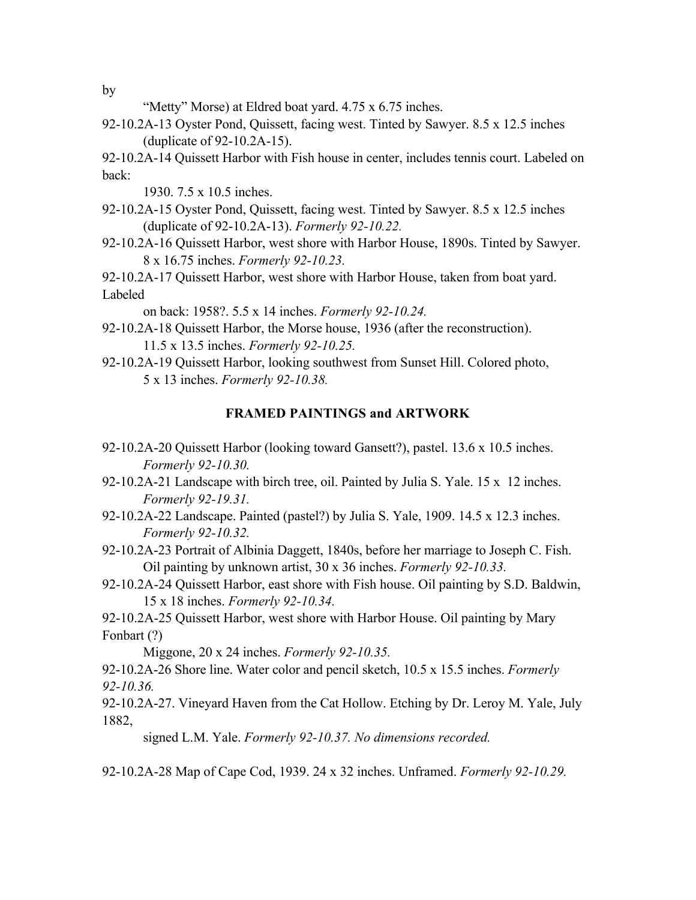by

"Metty" Morse) at Eldred boat yard. 4.75 x 6.75 inches.

92-10.2A-13 Oyster Pond, Quissett, facing west. Tinted by Sawyer. 8.5 x 12.5 inches (duplicate of 92-10.2A-15).

92-10.2A-14 Quissett Harbor with Fish house in center, includes tennis court. Labeled on back:

1930. 7.5 x 10.5 inches.

92-10.2A-15 Oyster Pond, Quissett, facing west. Tinted by Sawyer. 8.5 x 12.5 inches (duplicate of 92-10.2A-13). *Formerly 92-10.22.*

92-10.2A-16 Quissett Harbor, west shore with Harbor House, 1890s. Tinted by Sawyer. 8 x 16.75 inches. *Formerly 92-10.23.*

92-10.2A-17 Quissett Harbor, west shore with Harbor House, taken from boat yard. Labeled

on back: 1958?. 5.5 x 14 inches. *Formerly 92-10.24.*

92-10.2A-18 Quissett Harbor, the Morse house, 1936 (after the reconstruction). 11.5 x 13.5 inches. *Formerly 92-10.25.*

92-10.2A-19 Quissett Harbor, looking southwest from Sunset Hill. Colored photo, 5 x 13 inches. *Formerly 92-10.38.*

## FRAMED PAINTINGS and ARTWORK

92-10.2A-20 Quissett Harbor (looking toward Gansett?), pastel. 13.6 x 10.5 inches. *Formerly 92-10.30.*

92-10.2A-21 Landscape with birch tree, oil. Painted by Julia S. Yale. 15 x 12 inches. *Formerly 92-19.31.*

92-10.2A-22 Landscape. Painted (pastel?) by Julia S. Yale, 1909. 14.5 x 12.3 inches. *Formerly 92-10.32.*

92-10.2A-23 Portrait of Albinia Daggett, 1840s, before her marriage to Joseph C. Fish. Oil painting by unknown artist, 30 x 36 inches. *Formerly 92-10.33.*

92-10.2A-24 Quissett Harbor, east shore with Fish house. Oil painting by S.D. Baldwin, 15 x 18 inches. *Formerly 92-10.34.*

92-10.2A-25 Quissett Harbor, west shore with Harbor House. Oil painting by Mary Fonbart (?)

Miggone, 20 x 24 inches. *Formerly 92-10.35.*

92-10.2A-26 Shore line. Water color and pencil sketch, 10.5 x 15.5 inches. *Formerly 92-10.36.*

92-10.2A-27. Vineyard Haven from the Cat Hollow. Etching by Dr. Leroy M. Yale, July 1882,

signed L.M. Yale. *Formerly 92-10.37. No dimensions recorded.*

92-10.2A-28 Map of Cape Cod, 1939. 24 x 32 inches. Unframed. *Formerly 92-10.29.*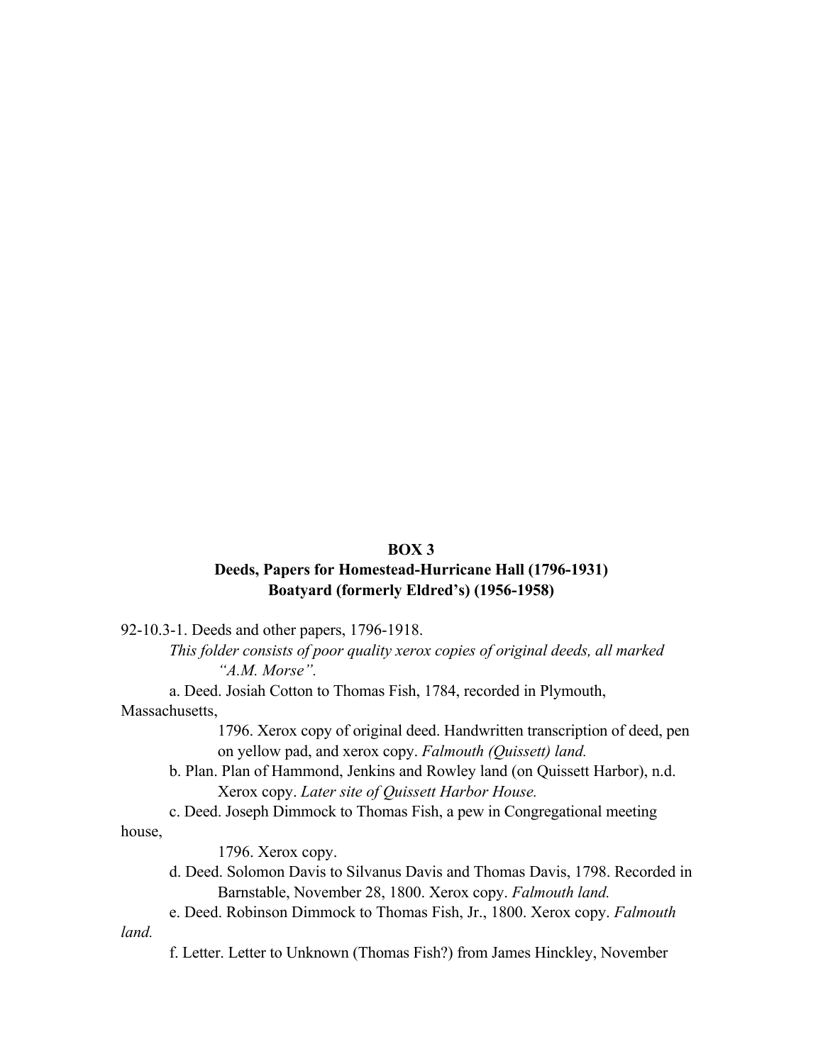**BOX 3**
**Deeds, Papers for Homestead-Hurricane Hall (1796-1931)**
**Boatyard (formerly Eldred's) (1956-1958)**

92-10.3-1. Deeds and other papers, 1796-1918.

*This folder consists of poor quality xerox copies of original deeds, all marked "A.M. Morse".*

a. Deed. Josiah Cotton to Thomas Fish, 1784, recorded in Plymouth, Massachusetts, 1796. Xerox copy of original deed. Handwritten transcription of deed, pen on yellow pad, and xerox copy. *Falmouth (Quissett) land.*

b. Plan. Plan of Hammond, Jenkins and Rowley land (on Quissett Harbor), n.d. Xerox copy. *Later site of Quissett Harbor House.*

c. Deed. Joseph Dimmock to Thomas Fish, a pew in Congregational meeting house, 1796. Xerox copy.

d. Deed. Solomon Davis to Silvanus Davis and Thomas Davis, 1798. Recorded in Barnstable, November 28, 1800. Xerox copy. *Falmouth land.*

e. Deed. Robinson Dimmock to Thomas Fish, Jr., 1800. Xerox copy. *Falmouth land.*

f. Letter. Letter to Unknown (Thomas Fish?) from James Hinckley, November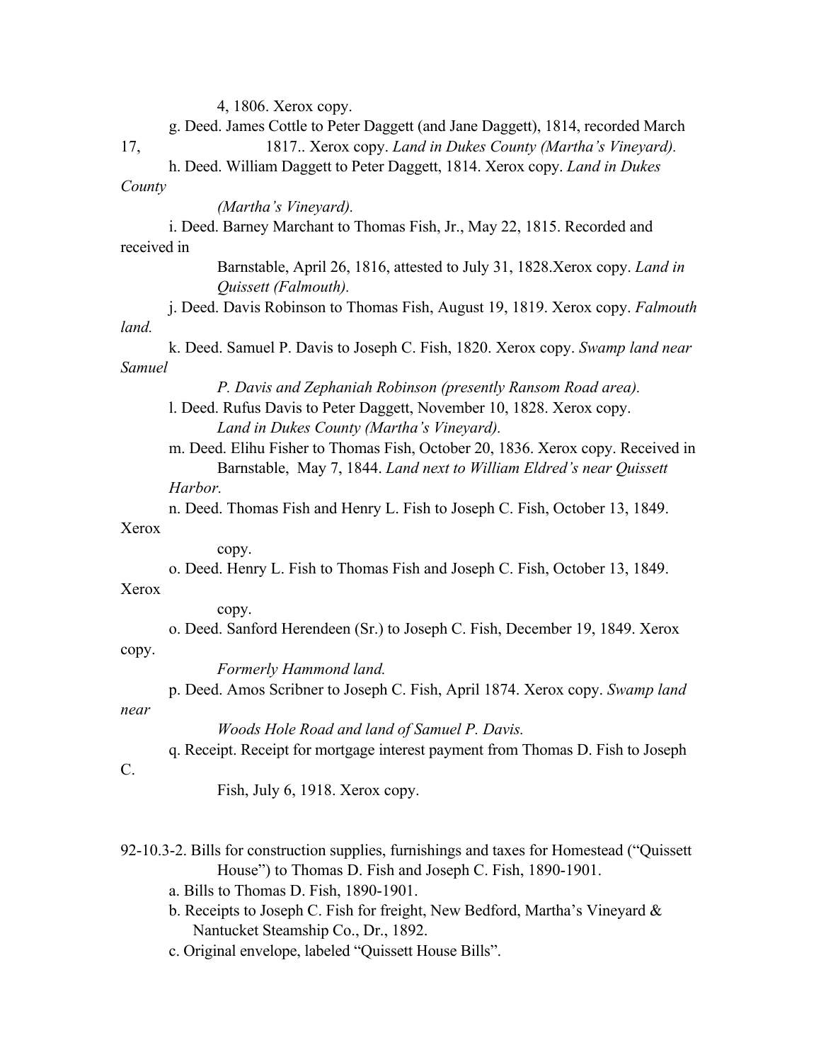4, 1806. Xerox copy.

g. Deed. James Cottle to Peter Daggett (and Jane Daggett), 1814, recorded March 17, 1817.. Xerox copy. *Land in Dukes County (Martha's Vineyard).*

h. Deed. William Daggett to Peter Daggett, 1814. Xerox copy. *Land in Dukes County (Martha's Vineyard).*

i. Deed. Barney Marchant to Thomas Fish, Jr., May 22, 1815. Recorded and received in Barnstable, April 26, 1816, attested to July 31, 1828.Xerox copy. *Land in Quissett (Falmouth).*

j. Deed. Davis Robinson to Thomas Fish, August 19, 1819. Xerox copy. *Falmouth land.*

k. Deed. Samuel P. Davis to Joseph C. Fish, 1820. Xerox copy. *Swamp land near Samuel P. Davis and Zephaniah Robinson (presently Ransom Road area).*

l. Deed. Rufus Davis to Peter Daggett, November 10, 1828. Xerox copy. *Land in Dukes County (Martha's Vineyard).*

m. Deed. Elihu Fisher to Thomas Fish, October 20, 1836. Xerox copy. Received in Barnstable, May 7, 1844. *Land next to William Eldred's near Quissett Harbor.*

n. Deed. Thomas Fish and Henry L. Fish to Joseph C. Fish, October 13, 1849. Xerox copy.

o. Deed. Henry L. Fish to Thomas Fish and Joseph C. Fish, October 13, 1849. Xerox copy.

o. Deed. Sanford Herendeen (Sr.) to Joseph C. Fish, December 19, 1849. Xerox copy. *Formerly Hammond land.*

p. Deed. Amos Scribner to Joseph C. Fish, April 1874. Xerox copy. *Swamp land near Woods Hole Road and land of Samuel P. Davis.*

q. Receipt. Receipt for mortgage interest payment from Thomas D. Fish to Joseph C. Fish, July 6, 1918. Xerox copy.

92-10.3-2. Bills for construction supplies, furnishings and taxes for Homestead ("Quissett House") to Thomas D. Fish and Joseph C. Fish, 1890-1901.

a. Bills to Thomas D. Fish, 1890-1901.

b. Receipts to Joseph C. Fish for freight, New Bedford, Martha's Vineyard & Nantucket Steamship Co., Dr., 1892.

c. Original envelope, labeled "Quissett House Bills".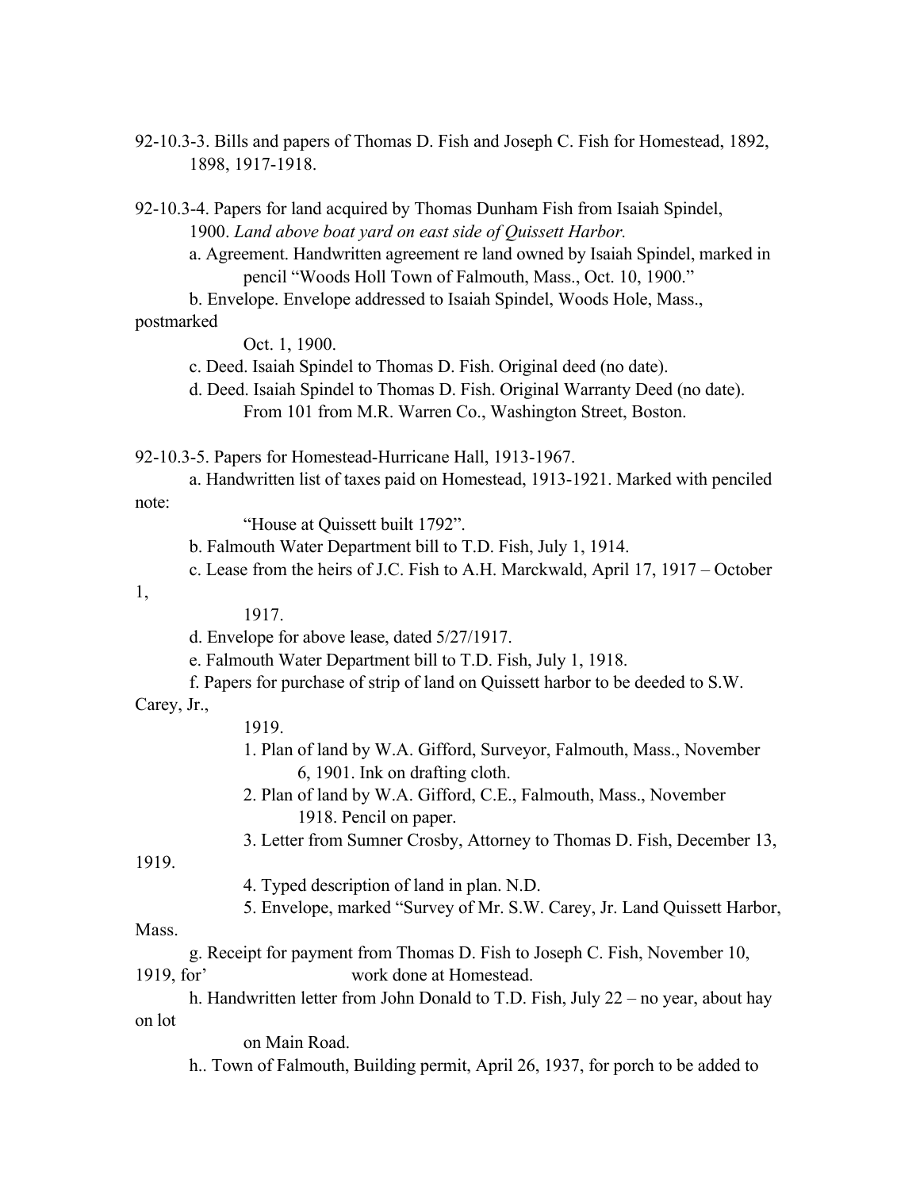92-10.3-3. Bills and papers of Thomas D. Fish and Joseph C. Fish for Homestead, 1892, 1898, 1917-1918.

92-10.3-4. Papers for land acquired by Thomas Dunham Fish from Isaiah Spindel, 1900. *Land above boat yard on east side of Quissett Harbor.*

- a. Agreement. Handwritten agreement re land owned by Isaiah Spindel, marked in pencil "Woods Holl Town of Falmouth, Mass., Oct. 10, 1900."
- b. Envelope. Envelope addressed to Isaiah Spindel, Woods Hole, Mass., postmarked Oct. 1, 1900.
- c. Deed. Isaiah Spindel to Thomas D. Fish. Original deed (no date).
- d. Deed. Isaiah Spindel to Thomas D. Fish. Original Warranty Deed (no date). From 101 from M.R. Warren Co., Washington Street, Boston.

92-10.3-5. Papers for Homestead-Hurricane Hall, 1913-1967.

- a. Handwritten list of taxes paid on Homestead, 1913-1921. Marked with penciled note: "House at Quissett built 1792".
- b. Falmouth Water Department bill to T.D. Fish, July 1, 1914.
- c. Lease from the heirs of J.C. Fish to A.H. Marckwald, April 17, 1917 – October 1, 1917.
- d. Envelope for above lease, dated 5/27/1917.
- e. Falmouth Water Department bill to T.D. Fish, July 1, 1918.
- f. Papers for purchase of strip of land on Quissett harbor to be deeded to S.W. Carey, Jr., 1919.
  1. Plan of land by W.A. Gifford, Surveyor, Falmouth, Mass., November 6, 1901. Ink on drafting cloth.
  2. Plan of land by W.A. Gifford, C.E., Falmouth, Mass., November 1918. Pencil on paper.
  3. Letter from Sumner Crosby, Attorney to Thomas D. Fish, December 13, 1919.
  4. Typed description of land in plan. N.D.
  5. Envelope, marked "Survey of Mr. S.W. Carey, Jr. Land Quissett Harbor, Mass.
- g. Receipt for payment from Thomas D. Fish to Joseph C. Fish, November 10, 1919, for' work done at Homestead.
- h. Handwritten letter from John Donald to T.D. Fish, July 22 – no year, about hay on lot on Main Road.
- h.. Town of Falmouth, Building permit, April 26, 1937, for porch to be added to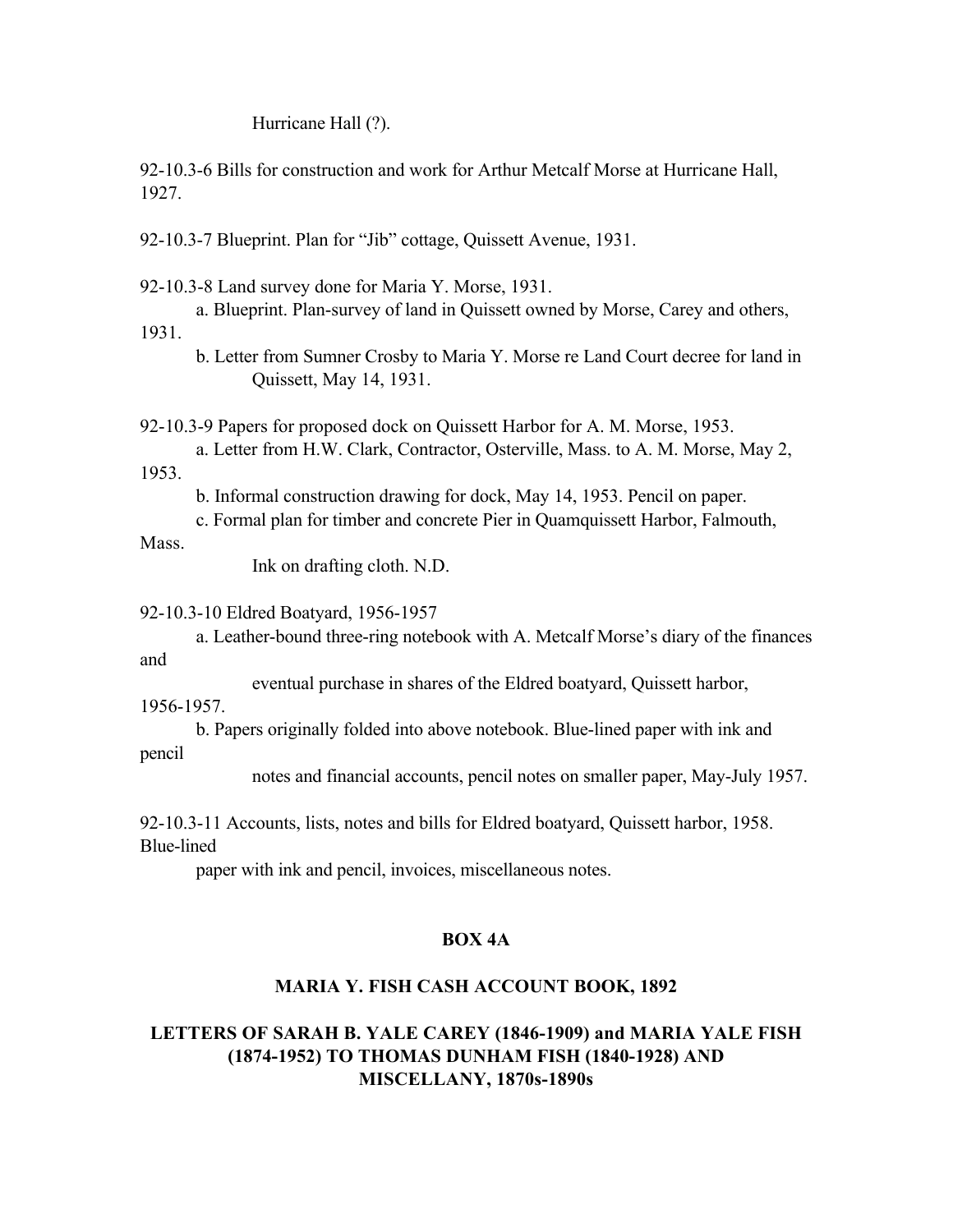Hurricane Hall (?).

92-10.3-6 Bills for construction and work for Arthur Metcalf Morse at Hurricane Hall, 1927.

92-10.3-7 Blueprint. Plan for "Jib" cottage, Quissett Avenue, 1931.

92-10.3-8 Land survey done for Maria Y. Morse, 1931.

a. Blueprint. Plan-survey of land in Quissett owned by Morse, Carey and others, 1931.

b. Letter from Sumner Crosby to Maria Y. Morse re Land Court decree for land in Quissett, May 14, 1931.

92-10.3-9 Papers for proposed dock on Quissett Harbor for A. M. Morse, 1953.

a. Letter from H.W. Clark, Contractor, Osterville, Mass. to A. M. Morse, May 2, 1953.

b. Informal construction drawing for dock, May 14, 1953. Pencil on paper.

c. Formal plan for timber and concrete Pier in Quamquissett Harbor, Falmouth, Mass.
Ink on drafting cloth. N.D.

92-10.3-10 Eldred Boatyard, 1956-1957

a. Leather-bound three-ring notebook with A. Metcalf Morse's diary of the finances and eventual purchase in shares of the Eldred boatyard, Quissett harbor, 1956-1957.

b. Papers originally folded into above notebook. Blue-lined paper with ink and pencil notes and financial accounts, pencil notes on smaller paper, May-July 1957.

92-10.3-11 Accounts, lists, notes and bills for Eldred boatyard, Quissett harbor, 1958. Blue-lined paper with ink and pencil, invoices, miscellaneous notes.

**BOX 4A**

**MARIA Y. FISH CASH ACCOUNT BOOK, 1892**

**LETTERS OF SARAH B. YALE CAREY (1846-1909) and MARIA YALE FISH (1874-1952) TO THOMAS DUNHAM FISH (1840-1928) AND MISCELLANY, 1870s-1890s**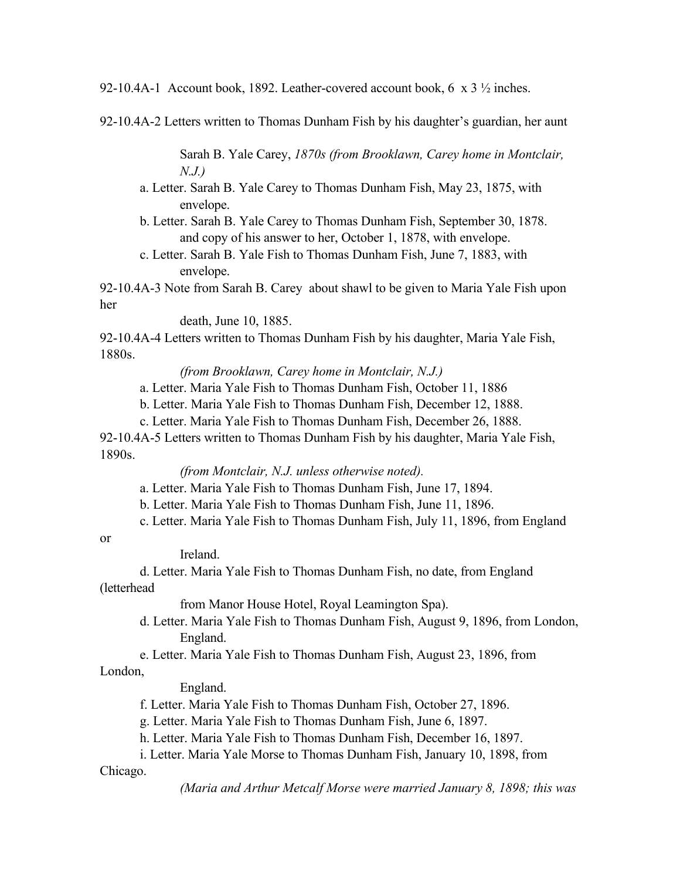92-10.4A-1 Account book, 1892. Leather-covered account book, 6 x 3 ½ inches.

92-10.4A-2 Letters written to Thomas Dunham Fish by his daughter's guardian, her aunt Sarah B. Yale Carey, *1870s (from Brooklawn, Carey home in Montclair, N.J.)*

- a. Letter. Sarah B. Yale Carey to Thomas Dunham Fish, May 23, 1875, with envelope.
- b. Letter. Sarah B. Yale Carey to Thomas Dunham Fish, September 30, 1878. and copy of his answer to her, October 1, 1878, with envelope.
- c. Letter. Sarah B. Yale Fish to Thomas Dunham Fish, June 7, 1883, with envelope.

92-10.4A-3 Note from Sarah B. Carey about shawl to be given to Maria Yale Fish upon her death, June 10, 1885.

92-10.4A-4 Letters written to Thomas Dunham Fish by his daughter, Maria Yale Fish, 1880s.

*(from Brooklawn, Carey home in Montclair, N.J.)*

- a. Letter. Maria Yale Fish to Thomas Dunham Fish, October 11, 1886
- b. Letter. Maria Yale Fish to Thomas Dunham Fish, December 12, 1888.
- c. Letter. Maria Yale Fish to Thomas Dunham Fish, December 26, 1888.

92-10.4A-5 Letters written to Thomas Dunham Fish by his daughter, Maria Yale Fish, 1890s.

*(from Montclair, N.J. unless otherwise noted).*

- a. Letter. Maria Yale Fish to Thomas Dunham Fish, June 17, 1894.
- b. Letter. Maria Yale Fish to Thomas Dunham Fish, June 11, 1896.
- c. Letter. Maria Yale Fish to Thomas Dunham Fish, July 11, 1896, from England or Ireland.
- d. Letter. Maria Yale Fish to Thomas Dunham Fish, no date, from England (letterhead from Manor House Hotel, Royal Leamington Spa).
- d. Letter. Maria Yale Fish to Thomas Dunham Fish, August 9, 1896, from London, England.
- e. Letter. Maria Yale Fish to Thomas Dunham Fish, August 23, 1896, from London, England.
- f. Letter. Maria Yale Fish to Thomas Dunham Fish, October 27, 1896.
- g. Letter. Maria Yale Fish to Thomas Dunham Fish, June 6, 1897.
- h. Letter. Maria Yale Fish to Thomas Dunham Fish, December 16, 1897.
- i. Letter. Maria Yale Morse to Thomas Dunham Fish, January 10, 1898, from Chicago.

*(Maria and Arthur Metcalf Morse were married January 8, 1898; this was*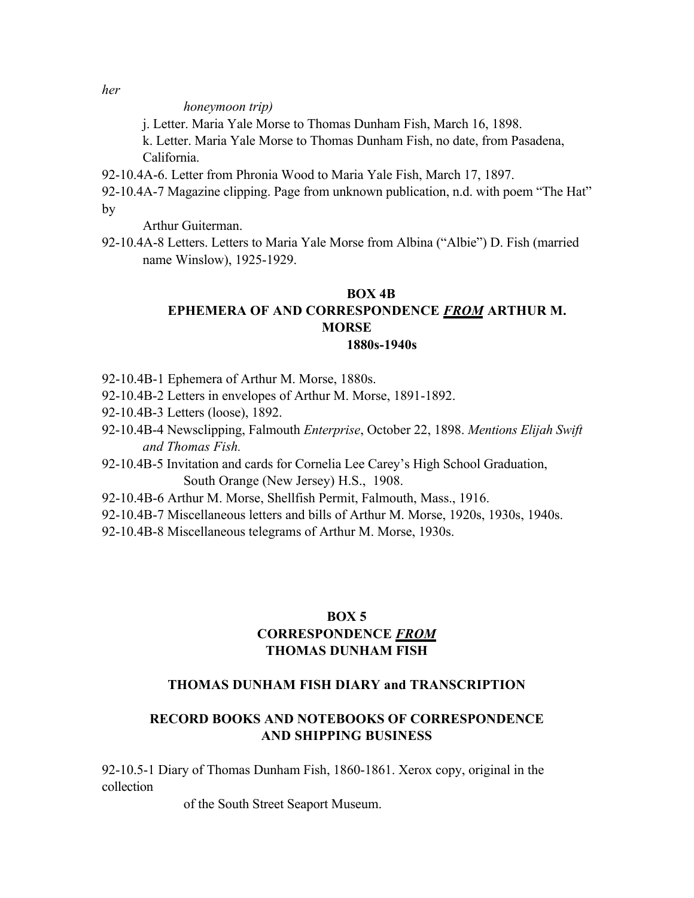*her honeymoon trip)*

j. Letter. Maria Yale Morse to Thomas Dunham Fish, March 16, 1898.

k. Letter. Maria Yale Morse to Thomas Dunham Fish, no date, from Pasadena, California.

92-10.4A-6. Letter from Phronia Wood to Maria Yale Fish, March 17, 1897.

92-10.4A-7 Magazine clipping. Page from unknown publication, n.d. with poem "The Hat" by Arthur Guiterman.

92-10.4A-8 Letters. Letters to Maria Yale Morse from Albina ("Albie") D. Fish (married name Winslow), 1925-1929.

## BOX 4B
## EPHEMERA OF AND CORRESPONDENCE *FROM* ARTHUR M. MORSE
## 1880s-1940s

92-10.4B-1 Ephemera of Arthur M. Morse, 1880s.

92-10.4B-2 Letters in envelopes of Arthur M. Morse, 1891-1892.

92-10.4B-3 Letters (loose), 1892.

92-10.4B-4 Newsclipping, Falmouth *Enterprise*, October 22, 1898. *Mentions Elijah Swift and Thomas Fish.*

92-10.4B-5 Invitation and cards for Cornelia Lee Carey's High School Graduation, South Orange (New Jersey) H.S., 1908.

92-10.4B-6 Arthur M. Morse, Shellfish Permit, Falmouth, Mass., 1916.

92-10.4B-7 Miscellaneous letters and bills of Arthur M. Morse, 1920s, 1930s, 1940s.

92-10.4B-8 Miscellaneous telegrams of Arthur M. Morse, 1930s.

## BOX 5
## CORRESPONDENCE *FROM* THOMAS DUNHAM FISH

## THOMAS DUNHAM FISH DIARY and TRANSCRIPTION

## RECORD BOOKS AND NOTEBOOKS OF CORRESPONDENCE AND SHIPPING BUSINESS

92-10.5-1 Diary of Thomas Dunham Fish, 1860-1861. Xerox copy, original in the collection of the South Street Seaport Museum.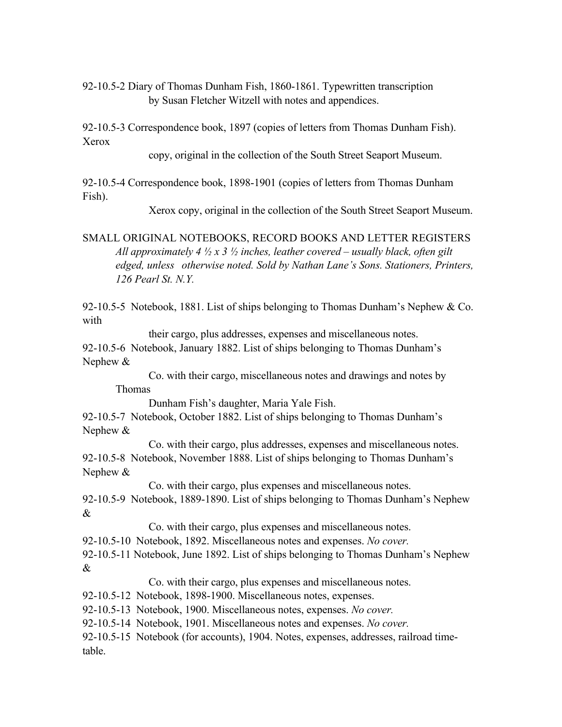92-10.5-2 Diary of Thomas Dunham Fish, 1860-1861. Typewritten transcription by Susan Fletcher Witzell with notes and appendices.

92-10.5-3 Correspondence book, 1897 (copies of letters from Thomas Dunham Fish). Xerox copy, original in the collection of the South Street Seaport Museum.

92-10.5-4 Correspondence book, 1898-1901 (copies of letters from Thomas Dunham Fish). Xerox copy, original in the collection of the South Street Seaport Museum.

SMALL ORIGINAL NOTEBOOKS, RECORD BOOKS AND LETTER REGISTERS

*All approximately 4 ½ x 3 ½ inches, leather covered – usually black, often gilt edged, unless otherwise noted. Sold by Nathan Lane's Sons. Stationers, Printers, 126 Pearl St. N.Y.*

92-10.5-5 Notebook, 1881. List of ships belonging to Thomas Dunham's Nephew & Co. with their cargo, plus addresses, expenses and miscellaneous notes.

92-10.5-6 Notebook, January 1882. List of ships belonging to Thomas Dunham's Nephew & Co. with their cargo, miscellaneous notes and drawings and notes by Thomas Dunham Fish's daughter, Maria Yale Fish.

92-10.5-7 Notebook, October 1882. List of ships belonging to Thomas Dunham's Nephew & Co. with their cargo, plus addresses, expenses and miscellaneous notes.

92-10.5-8 Notebook, November 1888. List of ships belonging to Thomas Dunham's Nephew & Co. with their cargo, plus expenses and miscellaneous notes.

92-10.5-9 Notebook, 1889-1890. List of ships belonging to Thomas Dunham's Nephew & Co. with their cargo, plus expenses and miscellaneous notes.

92-10.5-10 Notebook, 1892. Miscellaneous notes and expenses. *No cover.*

92-10.5-11 Notebook, June 1892. List of ships belonging to Thomas Dunham's Nephew & Co. with their cargo, plus expenses and miscellaneous notes.

92-10.5-12 Notebook, 1898-1900. Miscellaneous notes, expenses.

92-10.5-13 Notebook, 1900. Miscellaneous notes, expenses. *No cover.*

92-10.5-14 Notebook, 1901. Miscellaneous notes and expenses. *No cover.*

92-10.5-15 Notebook (for accounts), 1904. Notes, expenses, addresses, railroad time-table.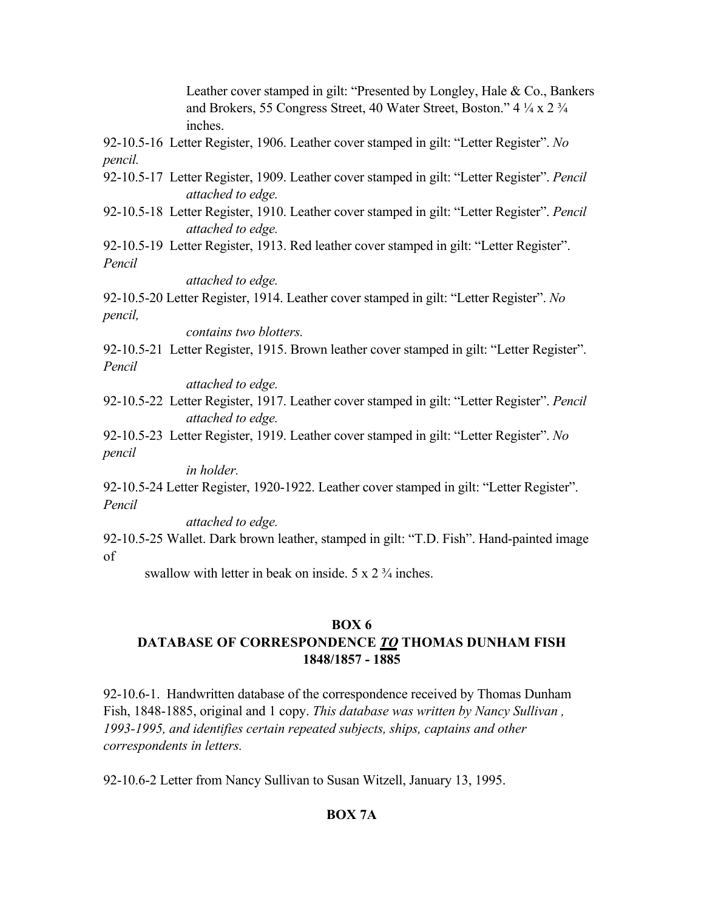Leather cover stamped in gilt: "Presented by Longley, Hale & Co., Bankers and Brokers, 55 Congress Street, 40 Water Street, Boston." 4 ¼ x 2 ¾ inches.

92-10.5-16 Letter Register, 1906. Leather cover stamped in gilt: "Letter Register". *No pencil.*

92-10.5-17 Letter Register, 1909. Leather cover stamped in gilt: "Letter Register". *Pencil attached to edge.*

92-10.5-18 Letter Register, 1910. Leather cover stamped in gilt: "Letter Register". *Pencil attached to edge.*

92-10.5-19 Letter Register, 1913. Red leather cover stamped in gilt: "Letter Register". *Pencil attached to edge.*

92-10.5-20 Letter Register, 1914. Leather cover stamped in gilt: "Letter Register". *No pencil, contains two blotters.*

92-10.5-21 Letter Register, 1915. Brown leather cover stamped in gilt: "Letter Register". *Pencil attached to edge.*

92-10.5-22 Letter Register, 1917. Leather cover stamped in gilt: "Letter Register". *Pencil attached to edge.*

92-10.5-23 Letter Register, 1919. Leather cover stamped in gilt: "Letter Register". *No pencil in holder.*

92-10.5-24 Letter Register, 1920-1922. Leather cover stamped in gilt: "Letter Register". *Pencil attached to edge.*

92-10.5-25 Wallet. Dark brown leather, stamped in gilt: "T.D. Fish". Hand-painted image of swallow with letter in beak on inside. 5 x 2 ¾ inches.

## BOX 6
## DATABASE OF CORRESPONDENCE *TO* THOMAS DUNHAM FISH 1848/1857 - 1885

92-10.6-1. Handwritten database of the correspondence received by Thomas Dunham Fish, 1848-1885, original and 1 copy. *This database was written by Nancy Sullivan , 1993-1995, and identifies certain repeated subjects, ships, captains and other correspondents in letters.*

92-10.6-2 Letter from Nancy Sullivan to Susan Witzell, January 13, 1995.

## BOX 7A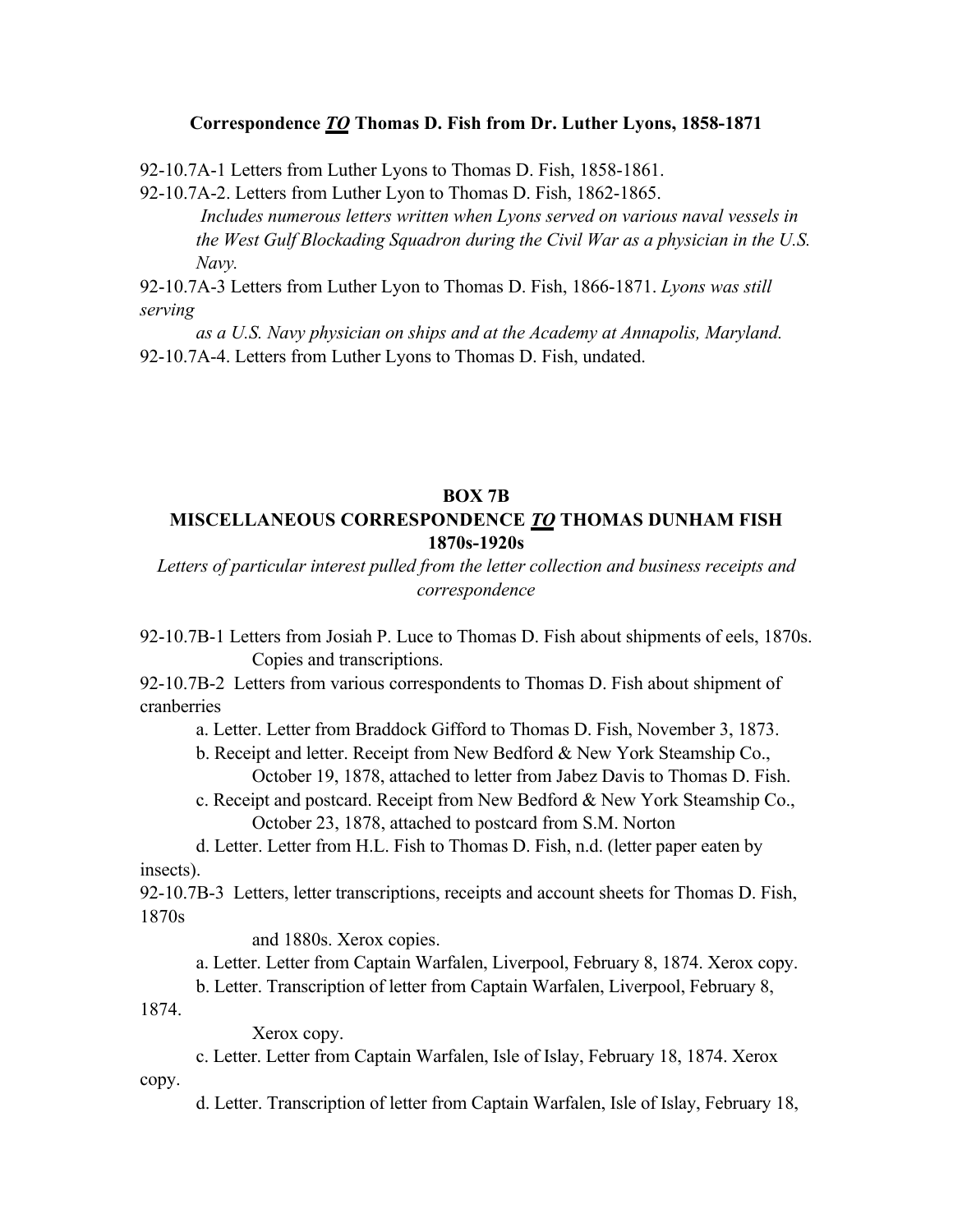**Correspondence *TO* Thomas D. Fish from Dr. Luther Lyons, 1858-1871**

92-10.7A-1 Letters from Luther Lyons to Thomas D. Fish, 1858-1861.

92-10.7A-2. Letters from Luther Lyon to Thomas D. Fish, 1862-1865.
*Includes numerous letters written when Lyons served on various naval vessels in the West Gulf Blockading Squadron during the Civil War as a physician in the U.S. Navy.*

92-10.7A-3 Letters from Luther Lyon to Thomas D. Fish, 1866-1871. *Lyons was still serving as a U.S. Navy physician on ships and at the Academy at Annapolis, Maryland.*

92-10.7A-4. Letters from Luther Lyons to Thomas D. Fish, undated.

## BOX 7B

## MISCELLANEOUS CORRESPONDENCE *TO* THOMAS DUNHAM FISH 1870s-1920s

*Letters of particular interest pulled from the letter collection and business receipts and correspondence*

92-10.7B-1 Letters from Josiah P. Luce to Thomas D. Fish about shipments of eels, 1870s. Copies and transcriptions.

92-10.7B-2 Letters from various correspondents to Thomas D. Fish about shipment of cranberries

a. Letter. Letter from Braddock Gifford to Thomas D. Fish, November 3, 1873.

b. Receipt and letter. Receipt from New Bedford & New York Steamship Co., October 19, 1878, attached to letter from Jabez Davis to Thomas D. Fish.

c. Receipt and postcard. Receipt from New Bedford & New York Steamship Co., October 23, 1878, attached to postcard from S.M. Norton

d. Letter. Letter from H.L. Fish to Thomas D. Fish, n.d. (letter paper eaten by insects).

92-10.7B-3 Letters, letter transcriptions, receipts and account sheets for Thomas D. Fish, 1870s and 1880s. Xerox copies.

a. Letter. Letter from Captain Warfalen, Liverpool, February 8, 1874. Xerox copy.

b. Letter. Transcription of letter from Captain Warfalen, Liverpool, February 8, 1874. Xerox copy.

c. Letter. Letter from Captain Warfalen, Isle of Islay, February 18, 1874. Xerox copy.

d. Letter. Transcription of letter from Captain Warfalen, Isle of Islay, February 18,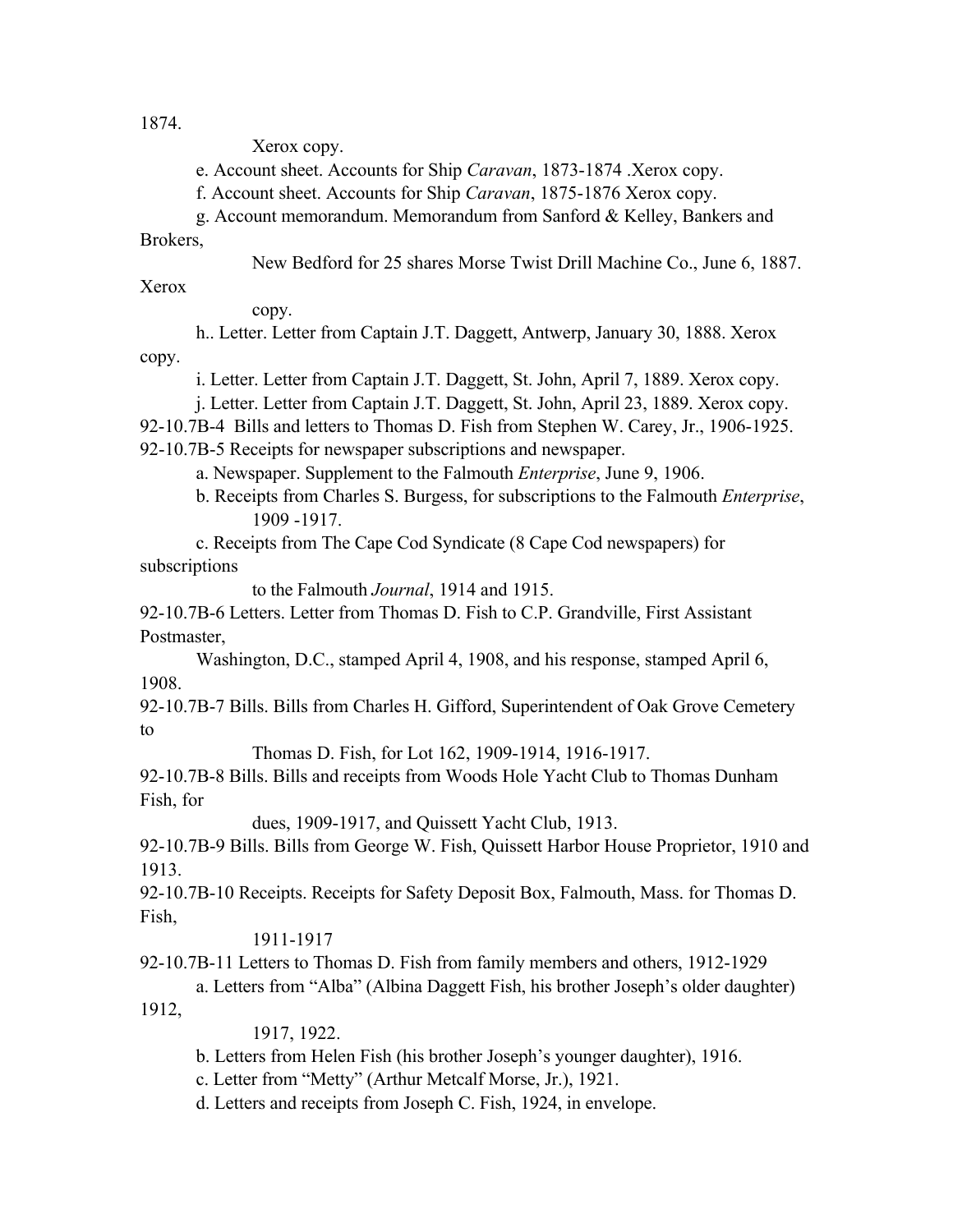1874.

Xerox copy.

e. Account sheet. Accounts for Ship *Caravan*, 1873-1874 .Xerox copy.

f. Account sheet. Accounts for Ship *Caravan*, 1875-1876 Xerox copy.

g. Account memorandum. Memorandum from Sanford & Kelley, Bankers and Brokers, New Bedford for 25 shares Morse Twist Drill Machine Co., June 6, 1887. Xerox copy.

h.. Letter. Letter from Captain J.T. Daggett, Antwerp, January 30, 1888. Xerox copy.

i. Letter. Letter from Captain J.T. Daggett, St. John, April 7, 1889. Xerox copy.

j. Letter. Letter from Captain J.T. Daggett, St. John, April 23, 1889. Xerox copy.

92-10.7B-4 Bills and letters to Thomas D. Fish from Stephen W. Carey, Jr., 1906-1925.

92-10.7B-5 Receipts for newspaper subscriptions and newspaper.

a. Newspaper. Supplement to the Falmouth *Enterprise*, June 9, 1906.

b. Receipts from Charles S. Burgess, for subscriptions to the Falmouth *Enterprise*, 1909 -1917.

c. Receipts from The Cape Cod Syndicate (8 Cape Cod newspapers) for subscriptions to the Falmouth *Journal*, 1914 and 1915.

92-10.7B-6 Letters. Letter from Thomas D. Fish to C.P. Grandville, First Assistant Postmaster, Washington, D.C., stamped April 4, 1908, and his response, stamped April 6, 1908.

92-10.7B-7 Bills. Bills from Charles H. Gifford, Superintendent of Oak Grove Cemetery to Thomas D. Fish, for Lot 162, 1909-1914, 1916-1917.

92-10.7B-8 Bills. Bills and receipts from Woods Hole Yacht Club to Thomas Dunham Fish, for dues, 1909-1917, and Quissett Yacht Club, 1913.

92-10.7B-9 Bills. Bills from George W. Fish, Quissett Harbor House Proprietor, 1910 and 1913.

92-10.7B-10 Receipts. Receipts for Safety Deposit Box, Falmouth, Mass. for Thomas D. Fish, 1911-1917

92-10.7B-11 Letters to Thomas D. Fish from family members and others, 1912-1929

a. Letters from "Alba" (Albina Daggett Fish, his brother Joseph's older daughter) 1912, 1917, 1922.

b. Letters from Helen Fish (his brother Joseph's younger daughter), 1916.

c. Letter from "Metty" (Arthur Metcalf Morse, Jr.), 1921.

d. Letters and receipts from Joseph C. Fish, 1924, in envelope.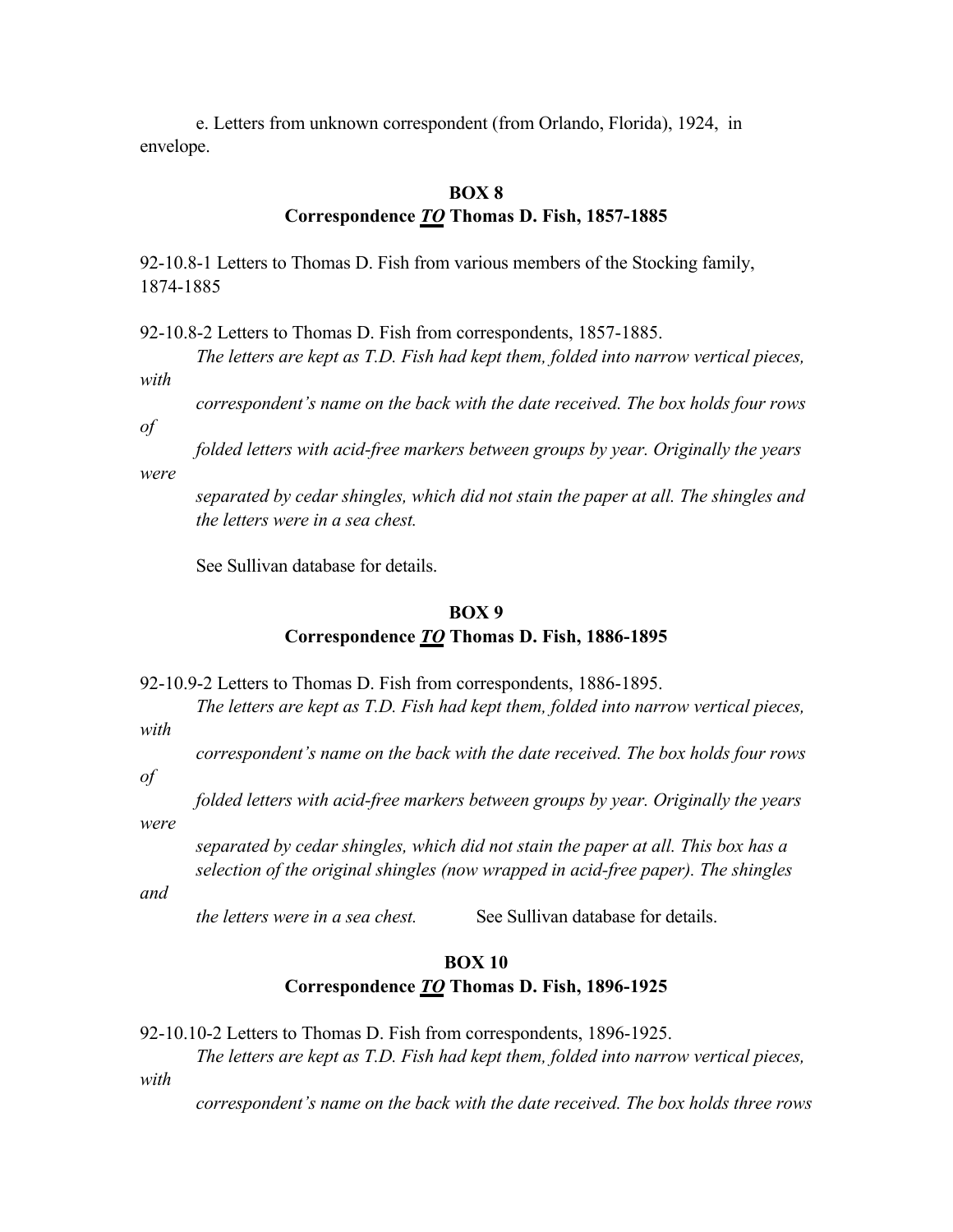e. Letters from unknown correspondent (from Orlando, Florida), 1924, in envelope.

## BOX 8
## Correspondence ***TO*** Thomas D. Fish, 1857-1885

92-10.8-1 Letters to Thomas D. Fish from various members of the Stocking family, 1874-1885

92-10.8-2 Letters to Thomas D. Fish from correspondents, 1857-1885.

*The letters are kept as T.D. Fish had kept them, folded into narrow vertical pieces, with correspondent's name on the back with the date received. The box holds four rows of folded letters with acid-free markers between groups by year. Originally the years were separated by cedar shingles, which did not stain the paper at all. The shingles and the letters were in a sea chest.*

See Sullivan database for details.

## BOX 9
## Correspondence ***TO*** Thomas D. Fish, 1886-1895

92-10.9-2 Letters to Thomas D. Fish from correspondents, 1886-1895.

*The letters are kept as T.D. Fish had kept them, folded into narrow vertical pieces, with correspondent's name on the back with the date received. The box holds four rows of folded letters with acid-free markers between groups by year. Originally the years were separated by cedar shingles, which did not stain the paper at all. This box has a selection of the original shingles (now wrapped in acid-free paper). The shingles and the letters were in a sea chest.* See Sullivan database for details.

## BOX 10
## Correspondence ***TO*** Thomas D. Fish, 1896-1925

92-10.10-2 Letters to Thomas D. Fish from correspondents, 1896-1925.

*The letters are kept as T.D. Fish had kept them, folded into narrow vertical pieces, with correspondent's name on the back with the date received. The box holds three rows*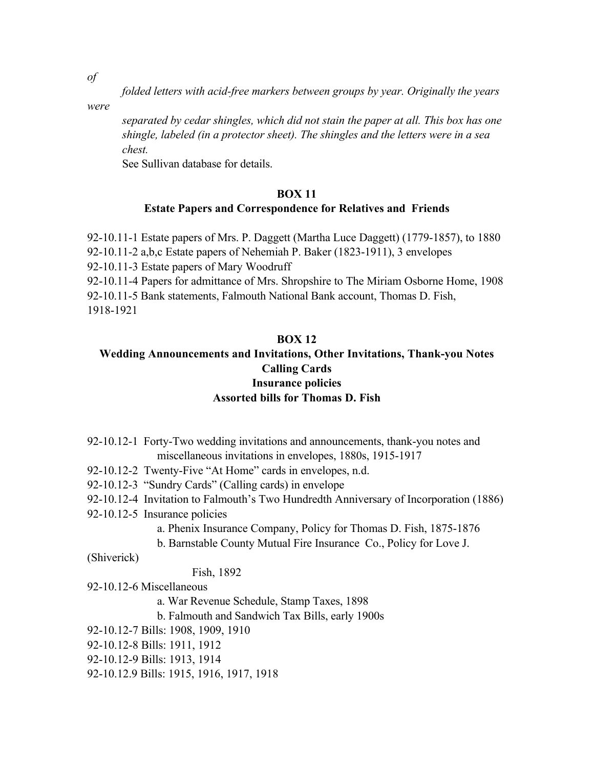*of*

*folded letters with acid-free markers between groups by year. Originally the years*

*were*

*separated by cedar shingles, which did not stain the paper at all. This box has one shingle, labeled (in a protector sheet). The shingles and the letters were in a sea chest.*

See Sullivan database for details.

## BOX 11

### Estate Papers and Correspondence for Relatives and Friends

92-10.11-1 Estate papers of Mrs. P. Daggett (Martha Luce Daggett) (1779-1857), to 1880

92-10.11-2 a,b,c Estate papers of Nehemiah P. Baker (1823-1911), 3 envelopes

92-10.11-3 Estate papers of Mary Woodruff

92-10.11-4 Papers for admittance of Mrs. Shropshire to The Miriam Osborne Home, 1908

92-10.11-5 Bank statements, Falmouth National Bank account, Thomas D. Fish, 1918-1921

## BOX 12

### Wedding Announcements and Invitations, Other Invitations, Thank-you Notes
### Calling Cards
### Insurance policies
### Assorted bills for Thomas D. Fish

92-10.12-1 Forty-Two wedding invitations and announcements, thank-you notes and miscellaneous invitations in envelopes, 1880s, 1915-1917

92-10.12-2 Twenty-Five "At Home" cards in envelopes, n.d.

92-10.12-3 "Sundry Cards" (Calling cards) in envelope

92-10.12-4 Invitation to Falmouth's Two Hundredth Anniversary of Incorporation (1886)

92-10.12-5 Insurance policies

- a. Phenix Insurance Company, Policy for Thomas D. Fish, 1875-1876
- b. Barnstable County Mutual Fire Insurance Co., Policy for Love J. (Shiverick) Fish, 1892

92-10.12-6 Miscellaneous

- a. War Revenue Schedule, Stamp Taxes, 1898
- b. Falmouth and Sandwich Tax Bills, early 1900s

92-10.12-7 Bills: 1908, 1909, 1910

92-10.12-8 Bills: 1911, 1912

92-10.12-9 Bills: 1913, 1914

92-10.12.9 Bills: 1915, 1916, 1917, 1918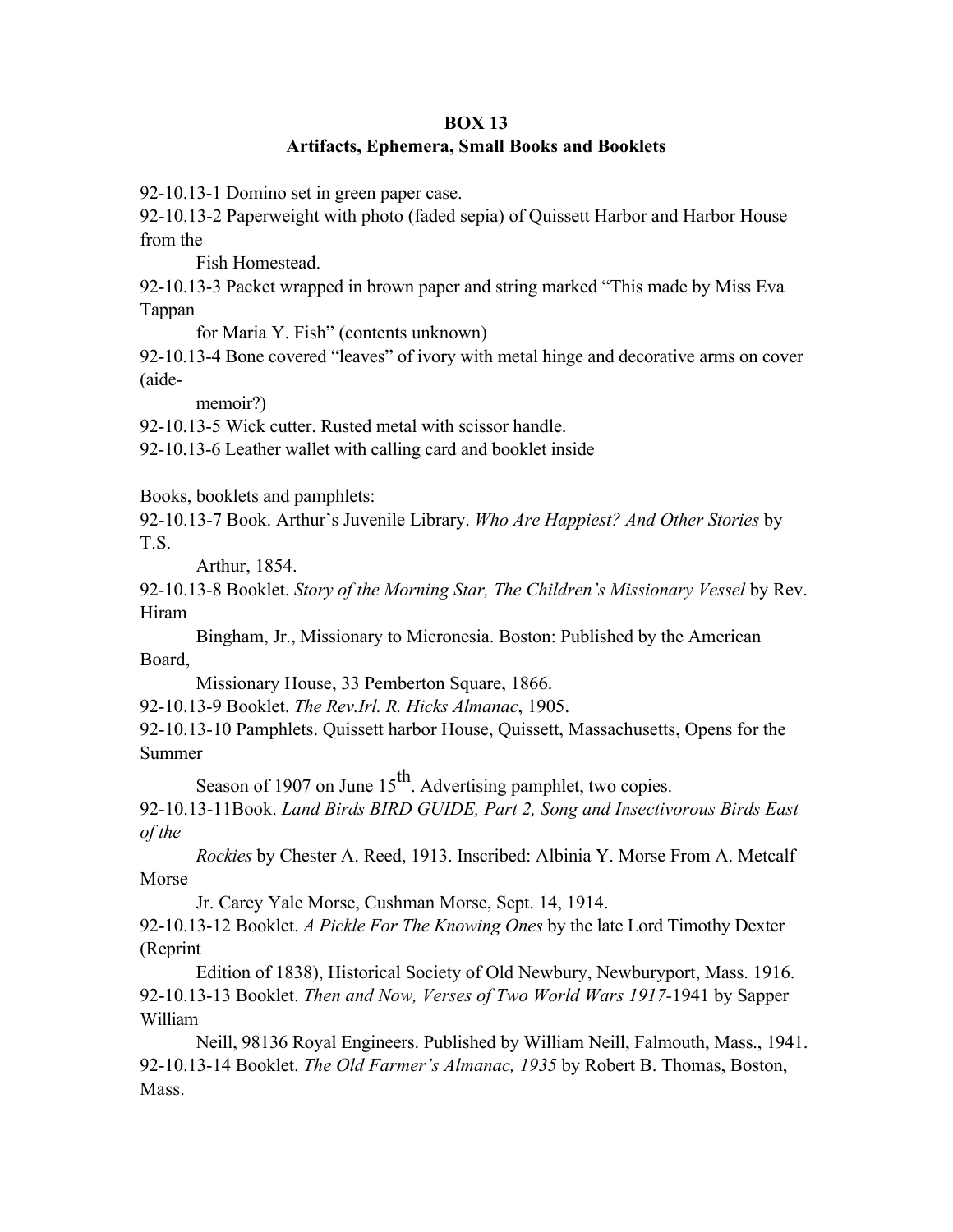**BOX 13**
**Artifacts, Ephemera, Small Books and Booklets**

92-10.13-1 Domino set in green paper case.

92-10.13-2 Paperweight with photo (faded sepia) of Quissett Harbor and Harbor House from the Fish Homestead.

92-10.13-3 Packet wrapped in brown paper and string marked "This made by Miss Eva Tappan for Maria Y. Fish" (contents unknown)

92-10.13-4 Bone covered "leaves" of ivory with metal hinge and decorative arms on cover (aide-memoir?)

92-10.13-5 Wick cutter. Rusted metal with scissor handle.

92-10.13-6 Leather wallet with calling card and booklet inside

Books, booklets and pamphlets:

92-10.13-7 Book. Arthur's Juvenile Library. *Who Are Happiest? And Other Stories* by T.S. Arthur, 1854.

92-10.13-8 Booklet. *Story of the Morning Star, The Children's Missionary Vessel* by Rev. Hiram Bingham, Jr., Missionary to Micronesia. Boston: Published by the American Board, Missionary House, 33 Pemberton Square, 1866.

92-10.13-9 Booklet. *The Rev.Irl. R. Hicks Almanac*, 1905.

92-10.13-10 Pamphlets. Quissett harbor House, Quissett, Massachusetts, Opens for the Summer Season of 1907 on June 15th. Advertising pamphlet, two copies.

92-10.13-11Book. *Land Birds BIRD GUIDE, Part 2, Song and Insectivorous Birds East of the Rockies* by Chester A. Reed, 1913. Inscribed: Albinia Y. Morse From A. Metcalf Morse Jr. Carey Yale Morse, Cushman Morse, Sept. 14, 1914.

92-10.13-12 Booklet. *A Pickle For The Knowing Ones* by the late Lord Timothy Dexter (Reprint Edition of 1838), Historical Society of Old Newbury, Newburyport, Mass. 1916.

92-10.13-13 Booklet. *Then and Now, Verses of Two World Wars 1917*-1941 by Sapper William Neill, 98136 Royal Engineers. Published by William Neill, Falmouth, Mass., 1941.

92-10.13-14 Booklet. *The Old Farmer's Almanac, 1935* by Robert B. Thomas, Boston, Mass.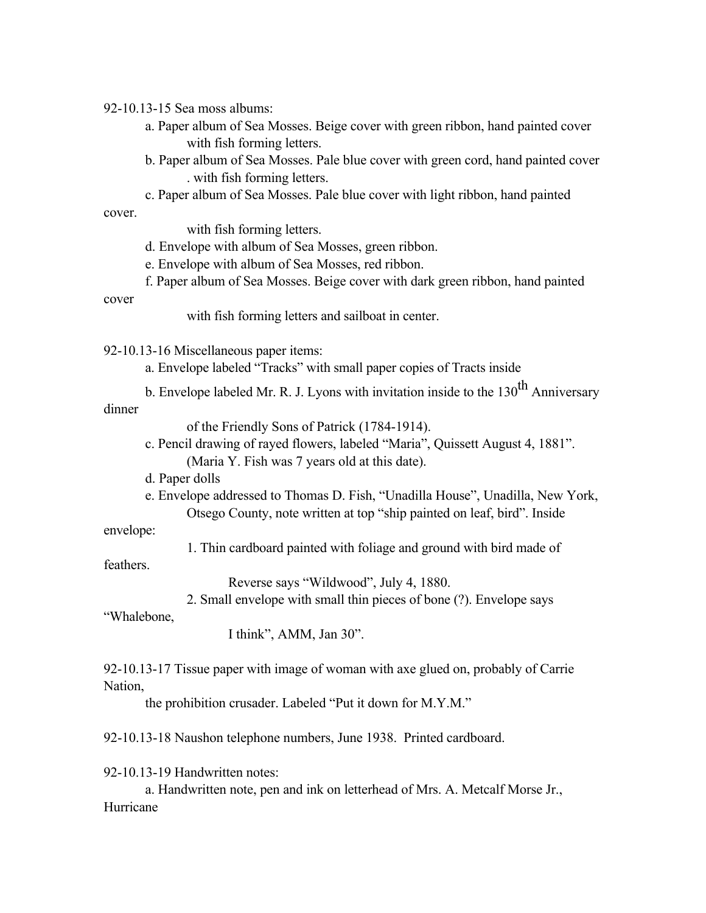92-10.13-15 Sea moss albums:

a. Paper album of Sea Mosses. Beige cover with green ribbon, hand painted cover with fish forming letters.

b. Paper album of Sea Mosses. Pale blue cover with green cord, hand painted cover . with fish forming letters.

c. Paper album of Sea Mosses. Pale blue cover with light ribbon, hand painted cover. with fish forming letters.

d. Envelope with album of Sea Mosses, green ribbon.

e. Envelope with album of Sea Mosses, red ribbon.

f. Paper album of Sea Mosses. Beige cover with dark green ribbon, hand painted cover with fish forming letters and sailboat in center.

92-10.13-16 Miscellaneous paper items:

a. Envelope labeled "Tracks" with small paper copies of Tracts inside

b. Envelope labeled Mr. R. J. Lyons with invitation inside to the 130th Anniversary dinner of the Friendly Sons of Patrick (1784-1914).

c. Pencil drawing of rayed flowers, labeled "Maria", Quissett August 4, 1881". (Maria Y. Fish was 7 years old at this date).

d. Paper dolls

e. Envelope addressed to Thomas D. Fish, "Unadilla House", Unadilla, New York, Otsego County, note written at top "ship painted on leaf, bird". Inside envelope:

1. Thin cardboard painted with foliage and ground with bird made of feathers. Reverse says "Wildwood", July 4, 1880.

2. Small envelope with small thin pieces of bone (?). Envelope says "Whalebone, I think", AMM, Jan 30".

92-10.13-17 Tissue paper with image of woman with axe glued on, probably of Carrie Nation, the prohibition crusader. Labeled "Put it down for M.Y.M."

92-10.13-18 Naushon telephone numbers, June 1938. Printed cardboard.

92-10.13-19 Handwritten notes:

a. Handwritten note, pen and ink on letterhead of Mrs. A. Metcalf Morse Jr., Hurricane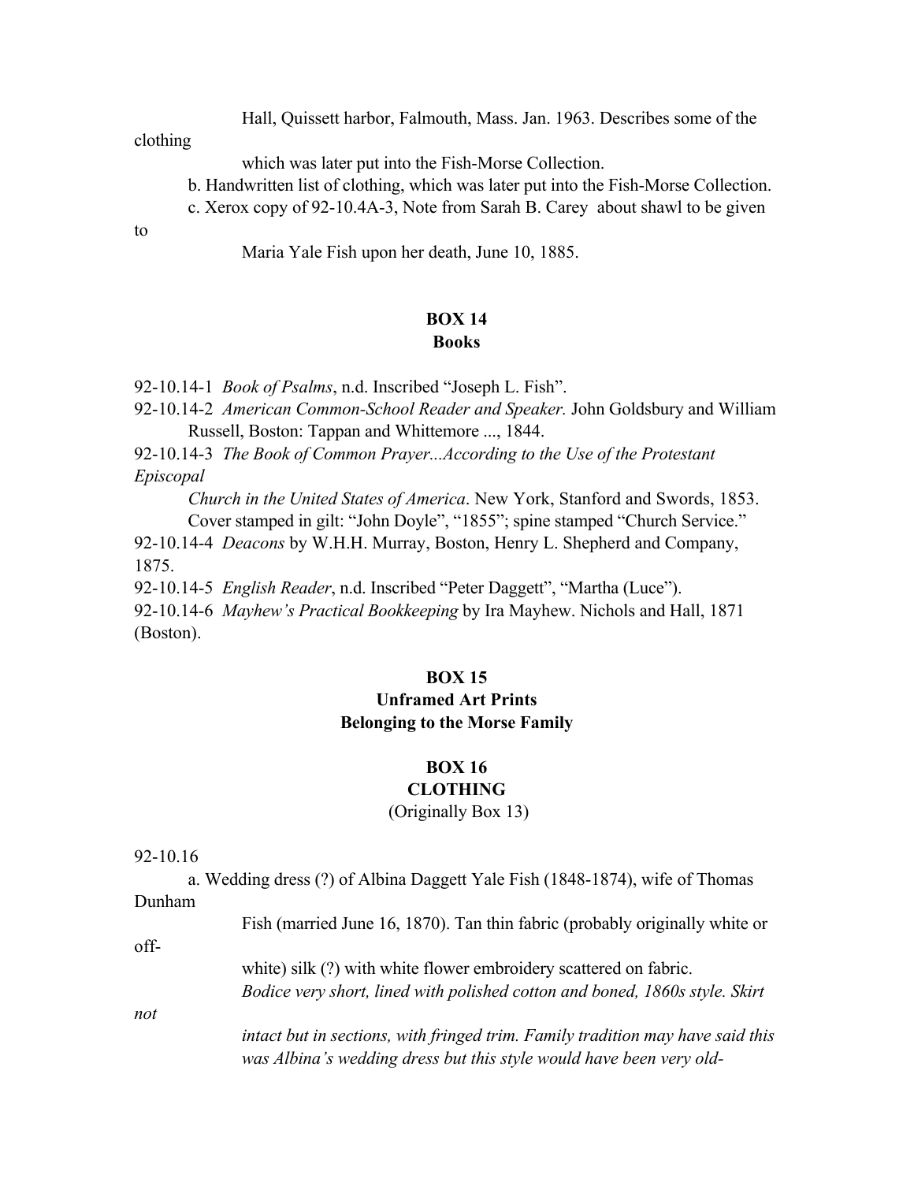Hall, Quissett harbor, Falmouth, Mass. Jan. 1963. Describes some of the clothing which was later put into the Fish-Morse Collection.

b. Handwritten list of clothing, which was later put into the Fish-Morse Collection.

c. Xerox copy of 92-10.4A-3, Note from Sarah B. Carey about shawl to be given to Maria Yale Fish upon her death, June 10, 1885.

## BOX 14
## Books

92-10.14-1 *Book of Psalms*, n.d. Inscribed "Joseph L. Fish".

92-10.14-2 *American Common-School Reader and Speaker.* John Goldsbury and William Russell, Boston: Tappan and Whittemore ..., 1844.

92-10.14-3 *The Book of Common Prayer...According to the Use of the Protestant Episcopal Church in the United States of America*. New York, Stanford and Swords, 1853. Cover stamped in gilt: "John Doyle", "1855"; spine stamped "Church Service."

92-10.14-4 *Deacons* by W.H.H. Murray, Boston, Henry L. Shepherd and Company, 1875.

92-10.14-5 *English Reader*, n.d. Inscribed "Peter Daggett", "Martha (Luce")

92-10.14-6 *Mayhew's Practical Bookkeeping* by Ira Mayhew. Nichols and Hall, 1871 (Boston).

## BOX 15
## Unframed Art Prints
## Belonging to the Morse Family

## BOX 16
## CLOTHING
(Originally Box 13)

92-10.16

a. Wedding dress (?) of Albina Daggett Yale Fish (1848-1874), wife of Thomas Dunham Fish (married June 16, 1870). Tan thin fabric (probably originally white or off-white) silk (?) with white flower embroidery scattered on fabric. *Bodice very short, lined with polished cotton and boned, 1860s style. Skirt not intact but in sections, with fringed trim. Family tradition may have said this was Albina's wedding dress but this style would have been very old-*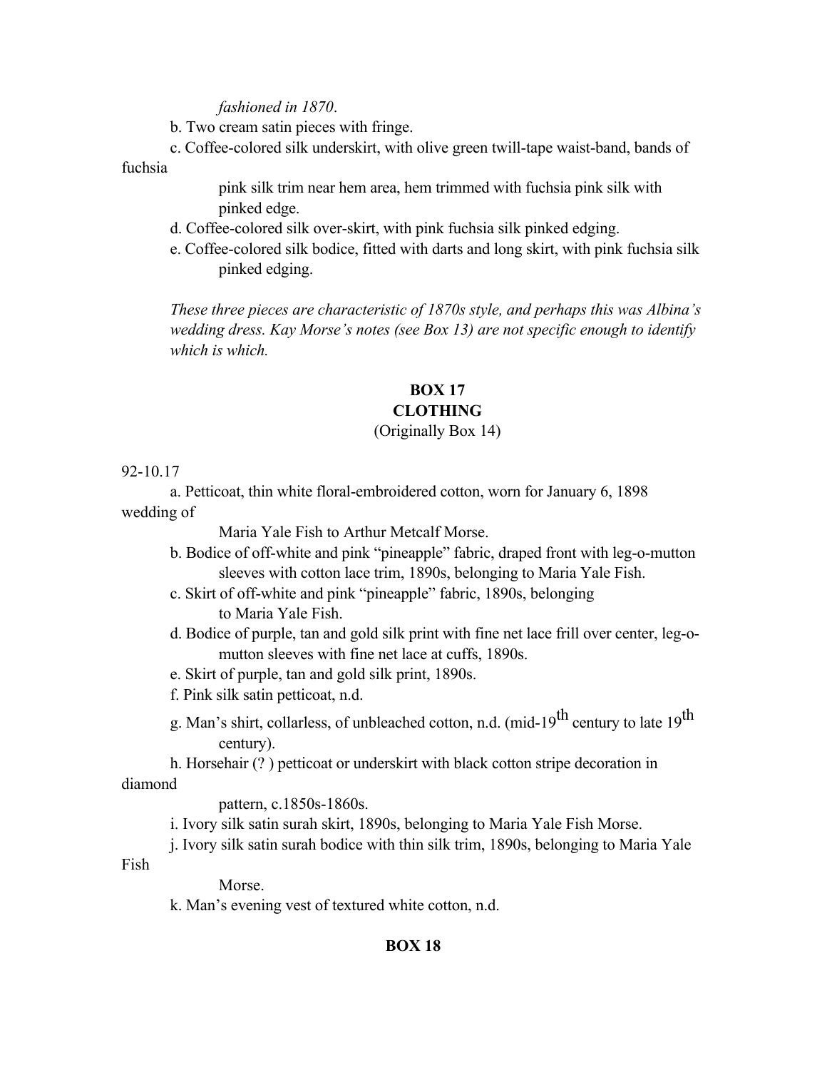*fashioned in 1870*.

b. Two cream satin pieces with fringe.

c. Coffee-colored silk underskirt, with olive green twill-tape waist-band, bands of fuchsia pink silk trim near hem area, hem trimmed with fuchsia pink silk with pinked edge.

d. Coffee-colored silk over-skirt, with pink fuchsia silk pinked edging.

e. Coffee-colored silk bodice, fitted with darts and long skirt, with pink fuchsia silk pinked edging.

*These three pieces are characteristic of 1870s style, and perhaps this was Albina's wedding dress. Kay Morse's notes (see Box 13) are not specific enough to identify which is which.*

## BOX 17
## CLOTHING
(Originally Box 14)

92-10.17

a. Petticoat, thin white floral-embroidered cotton, worn for January 6, 1898 wedding of Maria Yale Fish to Arthur Metcalf Morse.

b. Bodice of off-white and pink "pineapple" fabric, draped front with leg-o-mutton sleeves with cotton lace trim, 1890s, belonging to Maria Yale Fish.

c. Skirt of off-white and pink "pineapple" fabric, 1890s, belonging to Maria Yale Fish.

d. Bodice of purple, tan and gold silk print with fine net lace frill over center, leg-o-mutton sleeves with fine net lace at cuffs, 1890s.

e. Skirt of purple, tan and gold silk print, 1890s.

f. Pink silk satin petticoat, n.d.

g. Man's shirt, collarless, of unbleached cotton, n.d. (mid-19th century to late 19th century).

h. Horsehair (? ) petticoat or underskirt with black cotton stripe decoration in diamond pattern, c.1850s-1860s.

i. Ivory silk satin surah skirt, 1890s, belonging to Maria Yale Fish Morse.

j. Ivory silk satin surah bodice with thin silk trim, 1890s, belonging to Maria Yale Fish Morse.

k. Man's evening vest of textured white cotton, n.d.

## BOX 18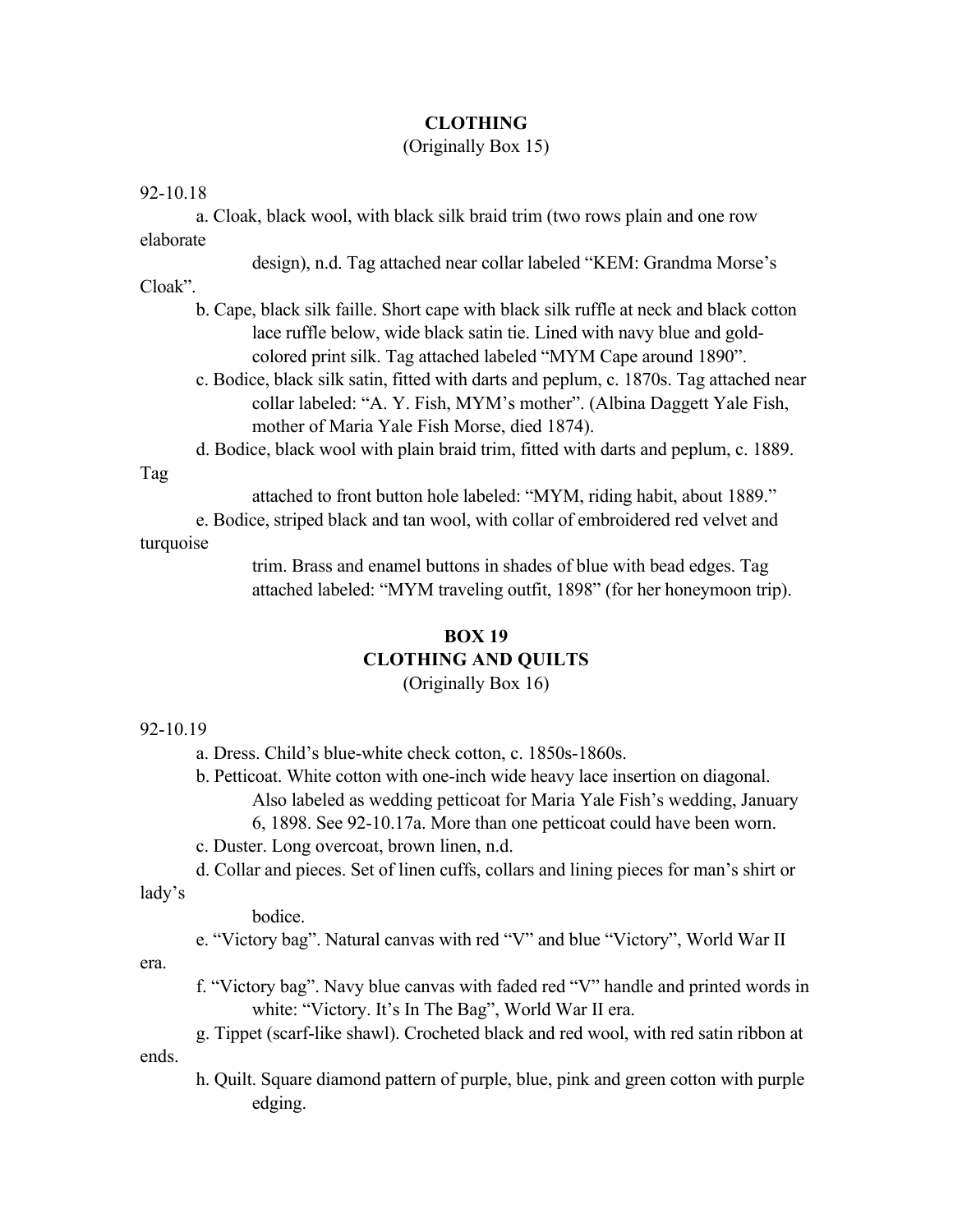**CLOTHING**
(Originally Box 15)

92-10.18

- a. Cloak, black wool, with black silk braid trim (two rows plain and one row elaborate design), n.d. Tag attached near collar labeled "KEM: Grandma Morse's Cloak".
- b. Cape, black silk faille. Short cape with black silk ruffle at neck and black cotton lace ruffle below, wide black satin tie. Lined with navy blue and gold-colored print silk. Tag attached labeled "MYM Cape around 1890".
- c. Bodice, black silk satin, fitted with darts and peplum, c. 1870s. Tag attached near collar labeled: "A. Y. Fish, MYM's mother". (Albina Daggett Yale Fish, mother of Maria Yale Fish Morse, died 1874).
- d. Bodice, black wool with plain braid trim, fitted with darts and peplum, c. 1889. Tag attached to front button hole labeled: "MYM, riding habit, about 1889."
- e. Bodice, striped black and tan wool, with collar of embroidered red velvet and turquoise trim. Brass and enamel buttons in shades of blue with bead edges. Tag attached labeled: "MYM traveling outfit, 1898" (for her honeymoon trip).

## BOX 19
## CLOTHING AND QUILTS
(Originally Box 16)

92-10.19

- a. Dress. Child's blue-white check cotton, c. 1850s-1860s.
- b. Petticoat. White cotton with one-inch wide heavy lace insertion on diagonal. Also labeled as wedding petticoat for Maria Yale Fish's wedding, January 6, 1898. See 92-10.17a. More than one petticoat could have been worn.
- c. Duster. Long overcoat, brown linen, n.d.
- d. Collar and pieces. Set of linen cuffs, collars and lining pieces for man's shirt or lady's bodice.
- e. "Victory bag". Natural canvas with red "V" and blue "Victory", World War II era.
- f. "Victory bag". Navy blue canvas with faded red "V" handle and printed words in white: "Victory. It's In The Bag", World War II era.
- g. Tippet (scarf-like shawl). Crocheted black and red wool, with red satin ribbon at ends.
- h. Quilt. Square diamond pattern of purple, blue, pink and green cotton with purple edging.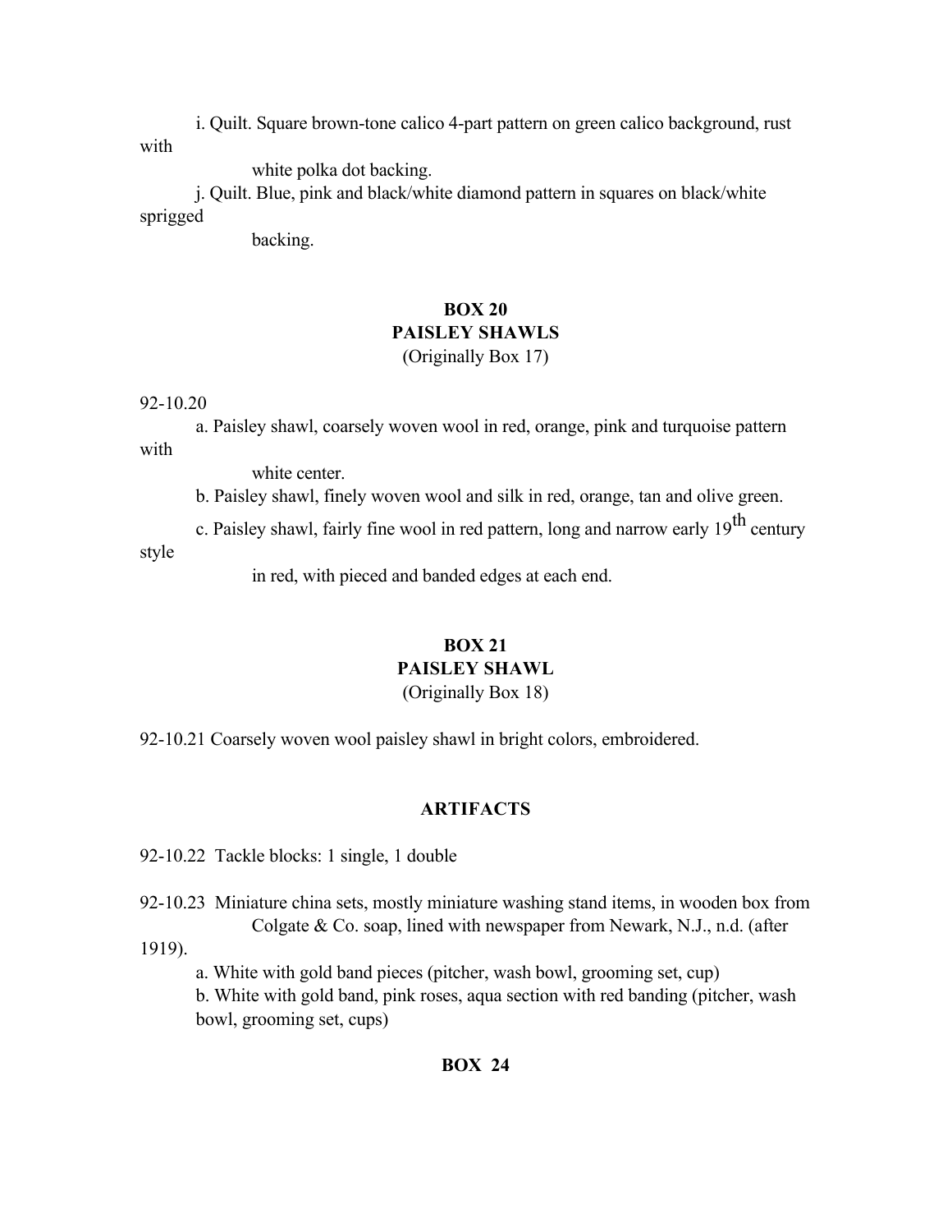i. Quilt. Square brown-tone calico 4-part pattern on green calico background, rust with white polka dot backing.

j. Quilt. Blue, pink and black/white diamond pattern in squares on black/white sprigged backing.

## BOX 20
## PAISLEY SHAWLS
(Originally Box 17)

92-10.20

a. Paisley shawl, coarsely woven wool in red, orange, pink and turquoise pattern with white center.

b. Paisley shawl, finely woven wool and silk in red, orange, tan and olive green.

c. Paisley shawl, fairly fine wool in red pattern, long and narrow early 19th century style in red, with pieced and banded edges at each end.

## BOX 21
## PAISLEY SHAWL
(Originally Box 18)

92-10.21 Coarsely woven wool paisley shawl in bright colors, embroidered.

## ARTIFACTS

92-10.22 Tackle blocks: 1 single, 1 double

92-10.23 Miniature china sets, mostly miniature washing stand items, in wooden box from Colgate & Co. soap, lined with newspaper from Newark, N.J., n.d. (after 1919).

a. White with gold band pieces (pitcher, wash bowl, grooming set, cup)

b. White with gold band, pink roses, aqua section with red banding (pitcher, wash bowl, grooming set, cups)

## BOX 24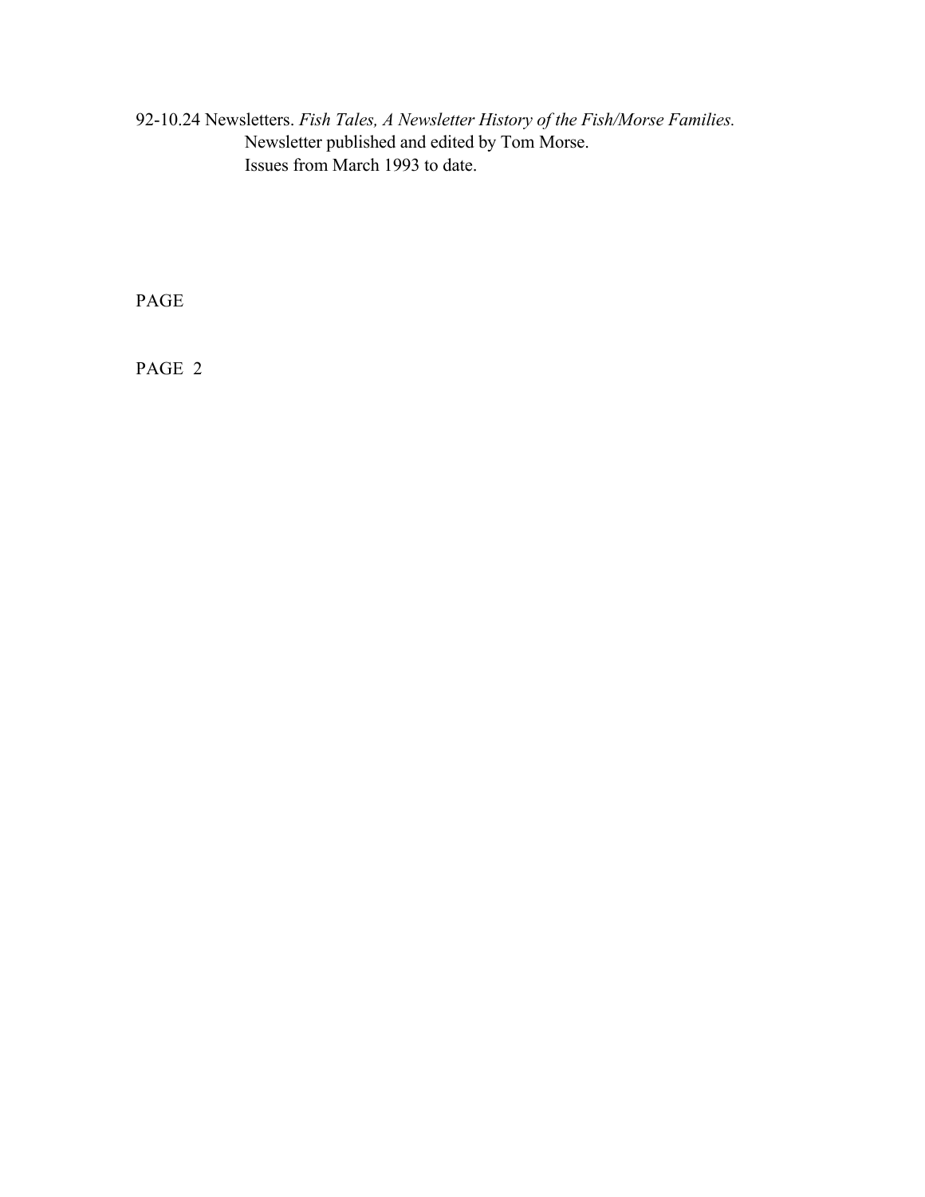92-10.24 Newsletters. *Fish Tales, A Newsletter History of the Fish/Morse Families.*
Newsletter published and edited by Tom Morse.
Issues from March 1993 to date.